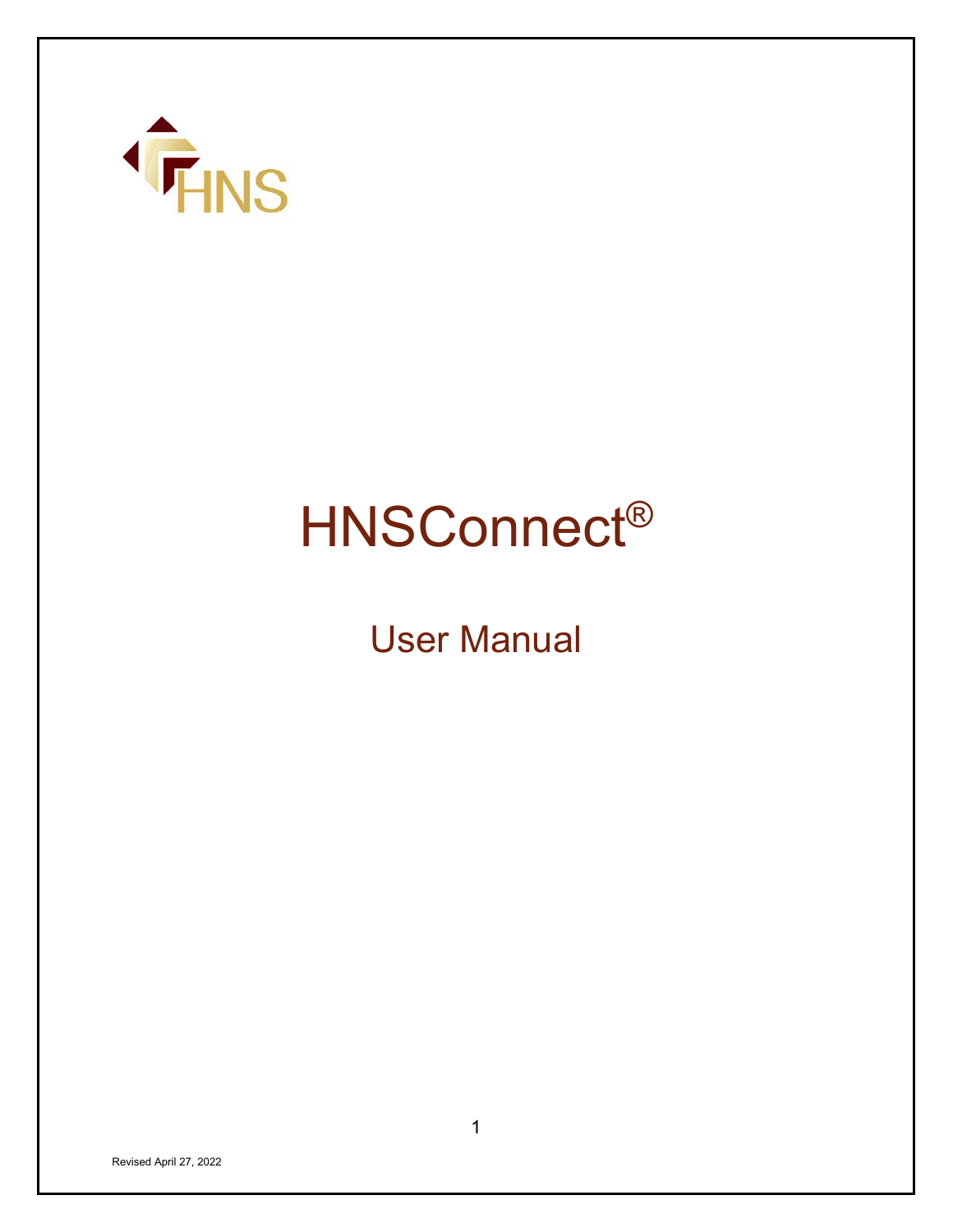HNS

# HNSConnect®

## User Manual

Revised April 27, 2022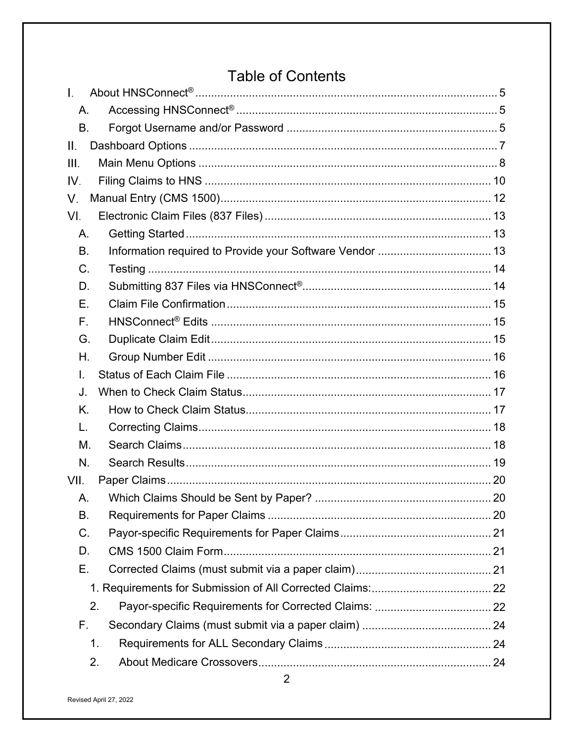# Table of Contents

- I. About HNSConnect® ... 5
  - A. Accessing HNSConnect® ... 5
  - B. Forgot Username and/or Password ... 5
- II. Dashboard Options ... 7
- III. Main Menu Options ... 8
- IV. Filing Claims to HNS ... 10
- V. Manual Entry (CMS 1500) ... 12
- VI. Electronic Claim Files (837 Files) ... 13
  - A. Getting Started ... 13
  - B. Information required to Provide your Software Vendor ... 13
  - C. Testing ... 14
  - D. Submitting 837 Files via HNSConnect® ... 14
  - E. Claim File Confirmation ... 15
  - F. HNSConnect® Edits ... 15
  - G. Duplicate Claim Edit ... 15
  - H. Group Number Edit ... 16
  - I. Status of Each Claim File ... 16
  - J. When to Check Claim Status ... 17
  - K. How to Check Claim Status ... 17
  - L. Correcting Claims ... 18
  - M. Search Claims ... 18
  - N. Search Results ... 19
- VII. Paper Claims ... 20
  - A. Which Claims Should be Sent by Paper? ... 20
  - B. Requirements for Paper Claims ... 20
  - C. Payor-specific Requirements for Paper Claims ... 21
  - D. CMS 1500 Claim Form ... 21
  - E. Corrected Claims (must submit via a paper claim) ... 21
    1. Requirements for Submission of All Corrected Claims: ... 22
    2. Payor-specific Requirements for Corrected Claims: ... 22
  - F. Secondary Claims (must submit via a paper claim) ... 24
    1. Requirements for ALL Secondary Claims ... 24
    2. About Medicare Crossovers ... 24

Revised April 27, 2022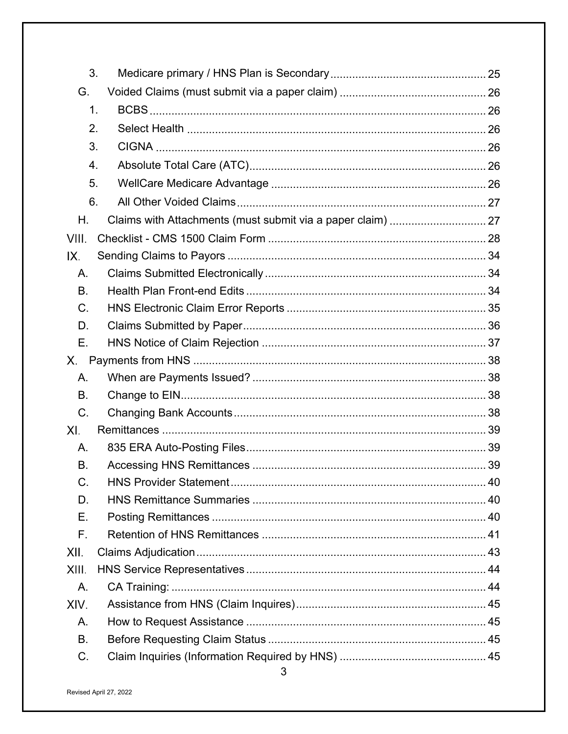3. Medicare primary / HNS Plan is Secondary ........ 25

G. Voided Claims (must submit via a paper claim) ........ 26

1. BCBS ........ 26
2. Select Health ........ 26
3. CIGNA ........ 26
4. Absolute Total Care (ATC) ........ 26
5. WellCare Medicare Advantage ........ 26
6. All Other Voided Claims ........ 27

H. Claims with Attachments (must submit via a paper claim) ........ 27

VIII. Checklist - CMS 1500 Claim Form ........ 28

IX. Sending Claims to Payors ........ 34

A. Claims Submitted Electronically ........ 34
B. Health Plan Front-end Edits ........ 34
C. HNS Electronic Claim Error Reports ........ 35
D. Claims Submitted by Paper ........ 36
E. HNS Notice of Claim Rejection ........ 37

X. Payments from HNS ........ 38

A. When are Payments Issued? ........ 38
B. Change to EIN ........ 38
C. Changing Bank Accounts ........ 38

XI. Remittances ........ 39

A. 835 ERA Auto-Posting Files ........ 39
B. Accessing HNS Remittances ........ 39
C. HNS Provider Statement ........ 40
D. HNS Remittance Summaries ........ 40
E. Posting Remittances ........ 40
F. Retention of HNS Remittances ........ 41

XII. Claims Adjudication ........ 43

XIII. HNS Service Representatives ........ 44

A. CA Training: ........ 44

XIV. Assistance from HNS (Claim Inquires) ........ 45

A. How to Request Assistance ........ 45
B. Before Requesting Claim Status ........ 45
C. Claim Inquiries (Information Required by HNS) ........ 45

Revised April 27, 2022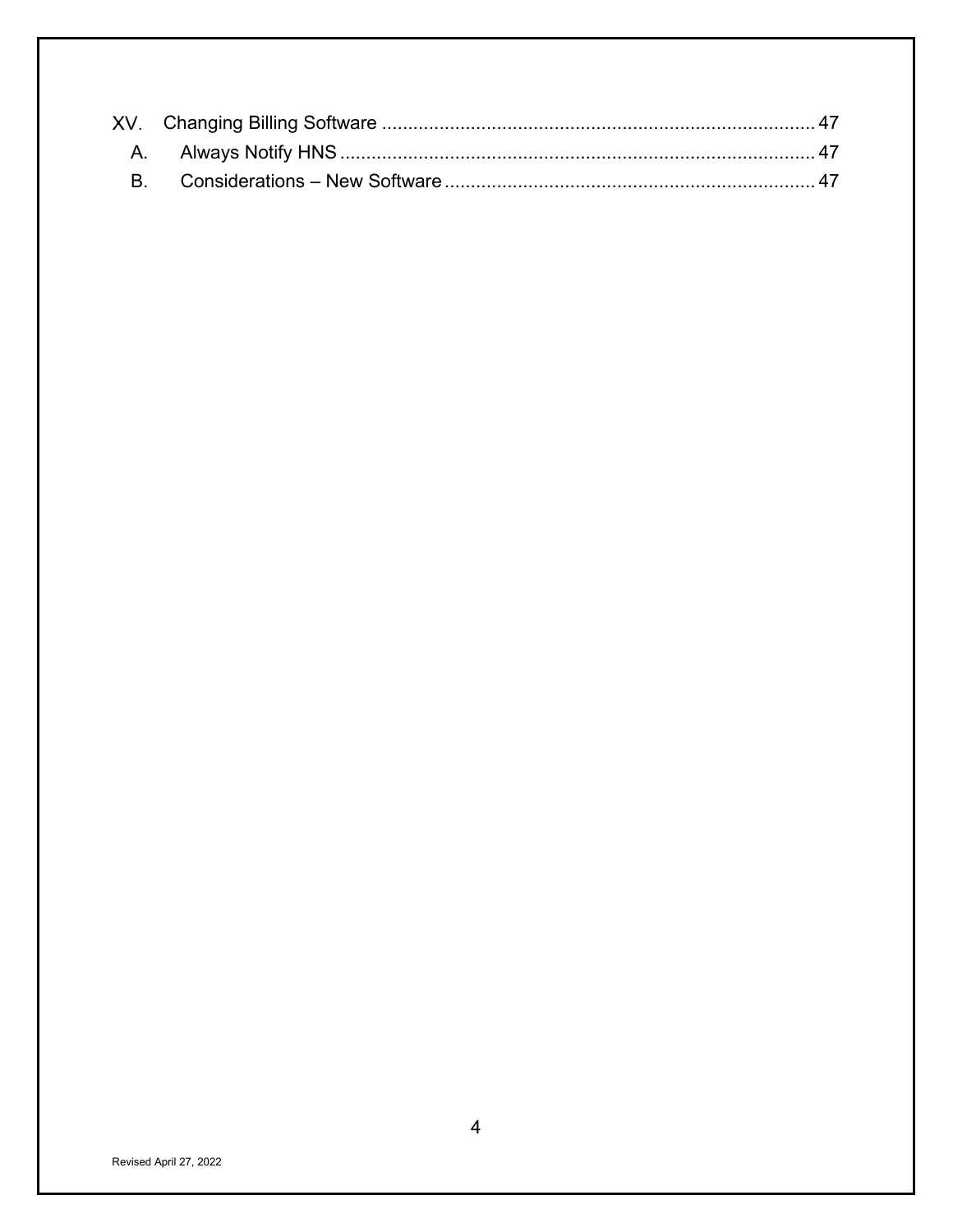XV. Changing Billing Software .................................................................................. 47

A. Always Notify HNS .......................................................................................... 47

B. Considerations – New Software ...................................................................... 47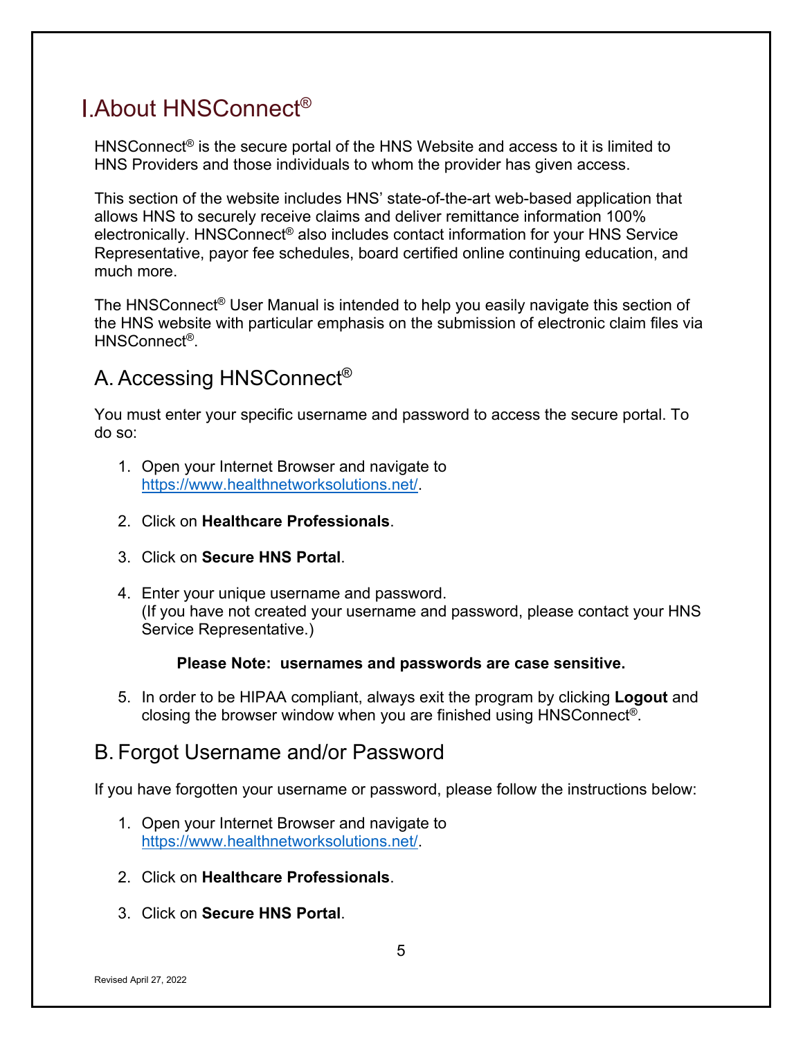# I. About HNSConnect®

HNSConnect® is the secure portal of the HNS Website and access to it is limited to HNS Providers and those individuals to whom the provider has given access.

This section of the website includes HNS' state-of-the-art web-based application that allows HNS to securely receive claims and deliver remittance information 100% electronically. HNSConnect® also includes contact information for your HNS Service Representative, payor fee schedules, board certified online continuing education, and much more.

The HNSConnect® User Manual is intended to help you easily navigate this section of the HNS website with particular emphasis on the submission of electronic claim files via HNSConnect®.

## A. Accessing HNSConnect®

You must enter your specific username and password to access the secure portal. To do so:

1. Open your Internet Browser and navigate to https://www.healthnetworksolutions.net/.

2. Click on **Healthcare Professionals**.

3. Click on **Secure HNS Portal**.

4. Enter your unique username and password.
   (If you have not created your username and password, please contact your HNS Service Representative.)

   **Please Note: usernames and passwords are case sensitive.**

5. In order to be HIPAA compliant, always exit the program by clicking **Logout** and closing the browser window when you are finished using HNSConnect®.

## B. Forgot Username and/or Password

If you have forgotten your username or password, please follow the instructions below:

1. Open your Internet Browser and navigate to https://www.healthnetworksolutions.net/.

2. Click on **Healthcare Professionals**.

3. Click on **Secure HNS Portal**.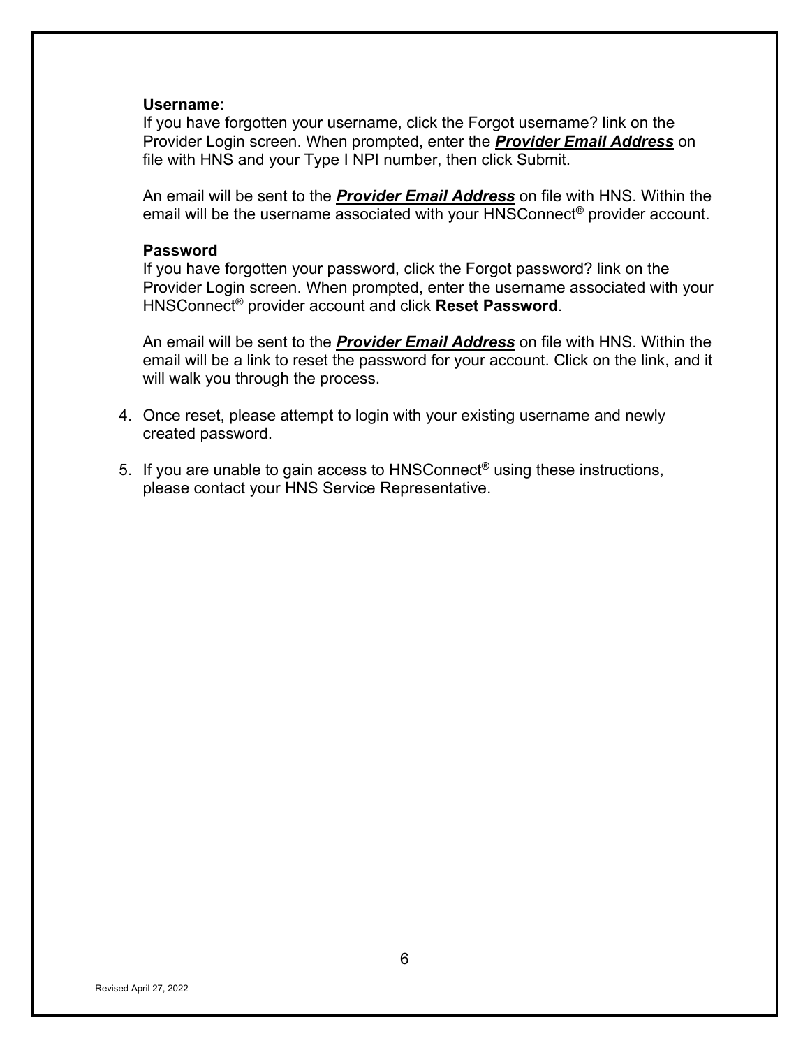**Username:**

If you have forgotten your username, click the Forgot username? link on the Provider Login screen. When prompted, enter the ***Provider Email Address*** on file with HNS and your Type I NPI number, then click Submit.

An email will be sent to the ***Provider Email Address*** on file with HNS. Within the email will be the username associated with your HNSConnect® provider account.

**Password**

If you have forgotten your password, click the Forgot password? link on the Provider Login screen. When prompted, enter the username associated with your HNSConnect® provider account and click **Reset Password**.

An email will be sent to the ***Provider Email Address*** on file with HNS. Within the email will be a link to reset the password for your account. Click on the link, and it will walk you through the process.

4. Once reset, please attempt to login with your existing username and newly created password.

5. If you are unable to gain access to HNSConnect® using these instructions, please contact your HNS Service Representative.

Revised April 27, 2022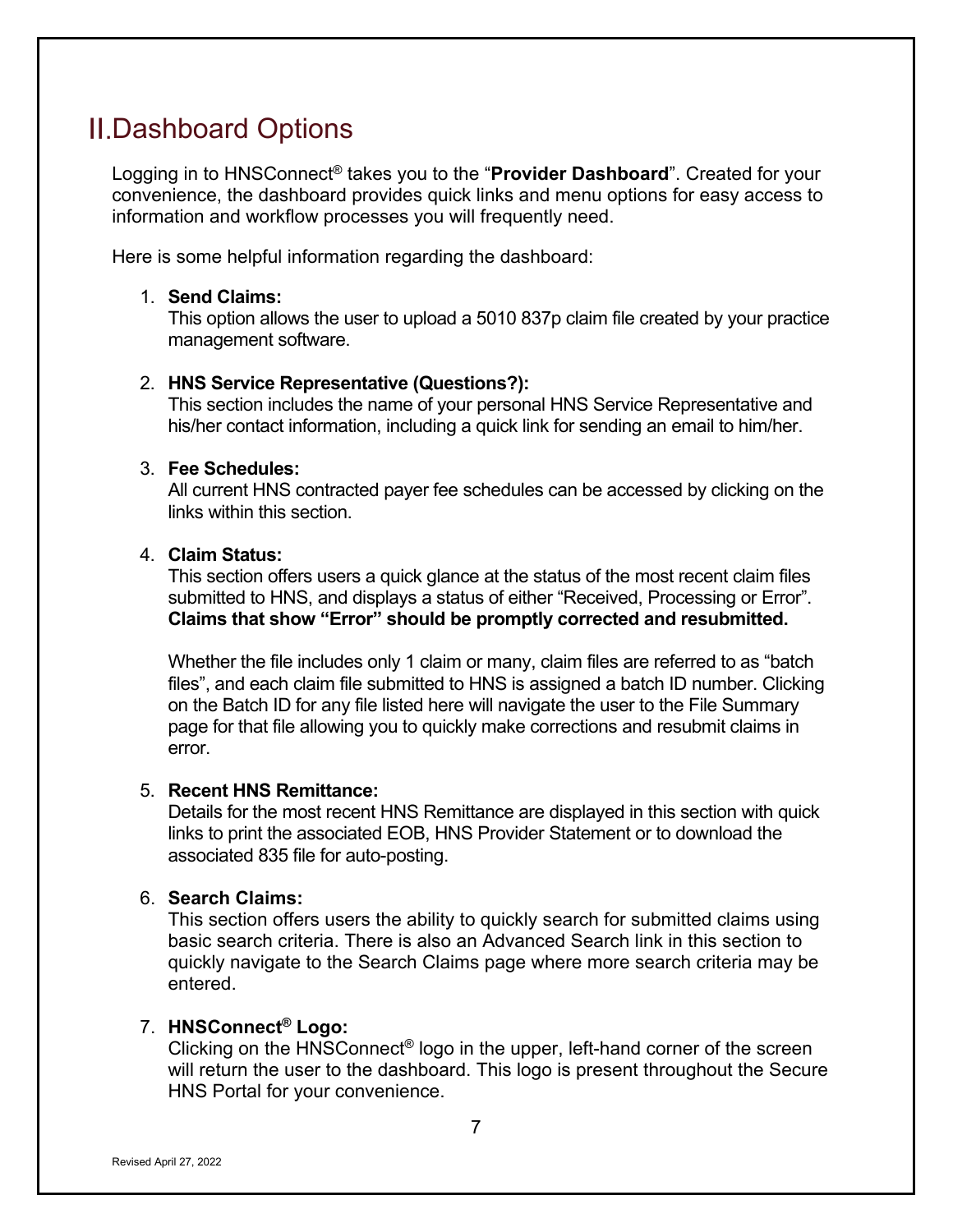# II. Dashboard Options

Logging in to HNSConnect® takes you to the "**Provider Dashboard**". Created for your convenience, the dashboard provides quick links and menu options for easy access to information and workflow processes you will frequently need.

Here is some helpful information regarding the dashboard:

1. **Send Claims:**
   This option allows the user to upload a 5010 837p claim file created by your practice management software.

2. **HNS Service Representative (Questions?):**
   This section includes the name of your personal HNS Service Representative and his/her contact information, including a quick link for sending an email to him/her.

3. **Fee Schedules:**
   All current HNS contracted payer fee schedules can be accessed by clicking on the links within this section.

4. **Claim Status:**
   This section offers users a quick glance at the status of the most recent claim files submitted to HNS, and displays a status of either "Received, Processing or Error". **Claims that show "Error" should be promptly corrected and resubmitted.**

   Whether the file includes only 1 claim or many, claim files are referred to as "batch files", and each claim file submitted to HNS is assigned a batch ID number. Clicking on the Batch ID for any file listed here will navigate the user to the File Summary page for that file allowing you to quickly make corrections and resubmit claims in error.

5. **Recent HNS Remittance:**
   Details for the most recent HNS Remittance are displayed in this section with quick links to print the associated EOB, HNS Provider Statement or to download the associated 835 file for auto-posting.

6. **Search Claims:**
   This section offers users the ability to quickly search for submitted claims using basic search criteria. There is also an Advanced Search link in this section to quickly navigate to the Search Claims page where more search criteria may be entered.

7. **HNSConnect® Logo:**
   Clicking on the HNSConnect® logo in the upper, left-hand corner of the screen will return the user to the dashboard. This logo is present throughout the Secure HNS Portal for your convenience.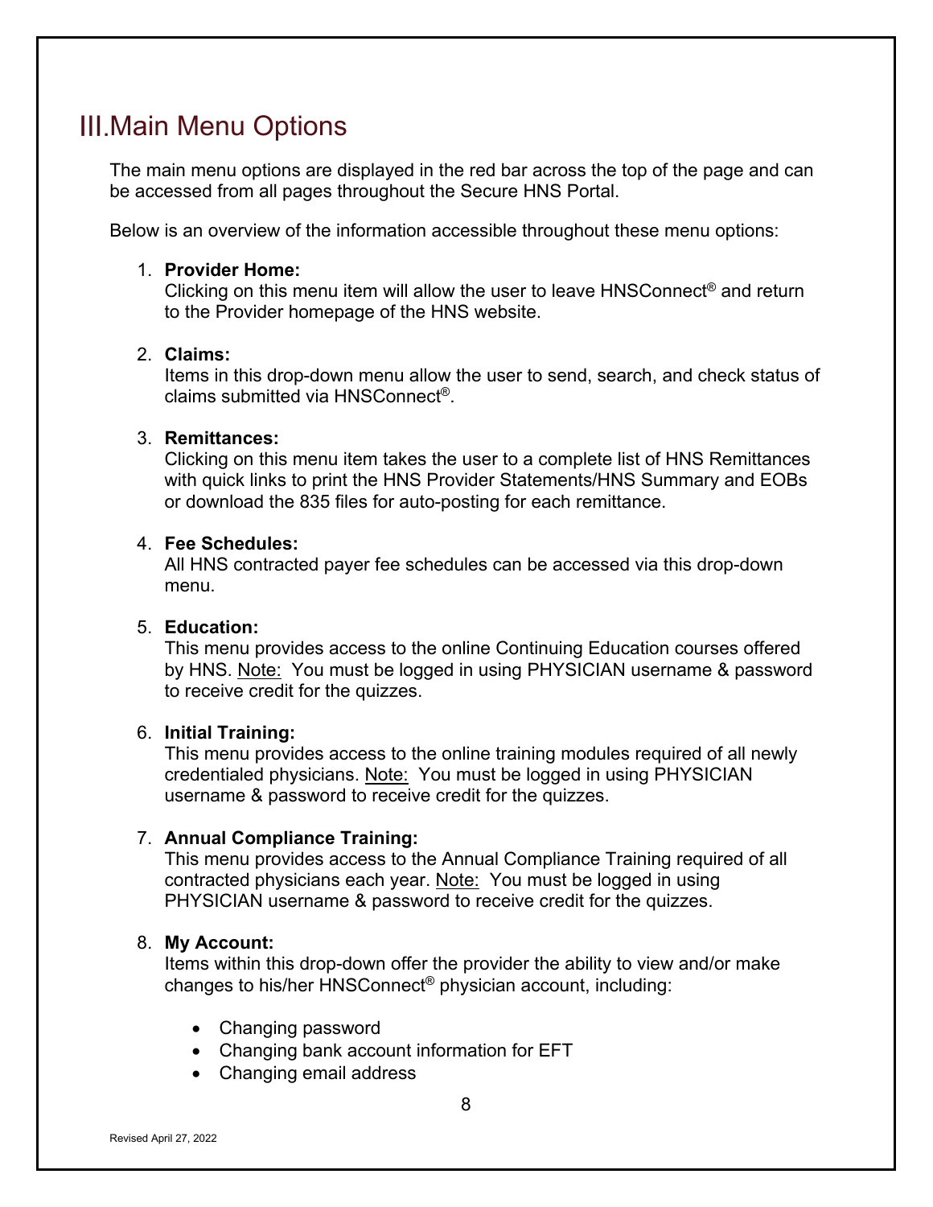# III. Main Menu Options

The main menu options are displayed in the red bar across the top of the page and can be accessed from all pages throughout the Secure HNS Portal.

Below is an overview of the information accessible throughout these menu options:

1. **Provider Home:**
   Clicking on this menu item will allow the user to leave HNSConnect® and return to the Provider homepage of the HNS website.

2. **Claims:**
   Items in this drop-down menu allow the user to send, search, and check status of claims submitted via HNSConnect®.

3. **Remittances:**
   Clicking on this menu item takes the user to a complete list of HNS Remittances with quick links to print the HNS Provider Statements/HNS Summary and EOBs or download the 835 files for auto-posting for each remittance.

4. **Fee Schedules:**
   All HNS contracted payer fee schedules can be accessed via this drop-down menu.

5. **Education:**
   This menu provides access to the online Continuing Education courses offered by HNS. Note: You must be logged in using PHYSICIAN username & password to receive credit for the quizzes.

6. **Initial Training:**
   This menu provides access to the online training modules required of all newly credentialed physicians. Note: You must be logged in using PHYSICIAN username & password to receive credit for the quizzes.

7. **Annual Compliance Training:**
   This menu provides access to the Annual Compliance Training required of all contracted physicians each year. Note: You must be logged in using PHYSICIAN username & password to receive credit for the quizzes.

8. **My Account:**
   Items within this drop-down offer the provider the ability to view and/or make changes to his/her HNSConnect® physician account, including:

   - Changing password
   - Changing bank account information for EFT
   - Changing email address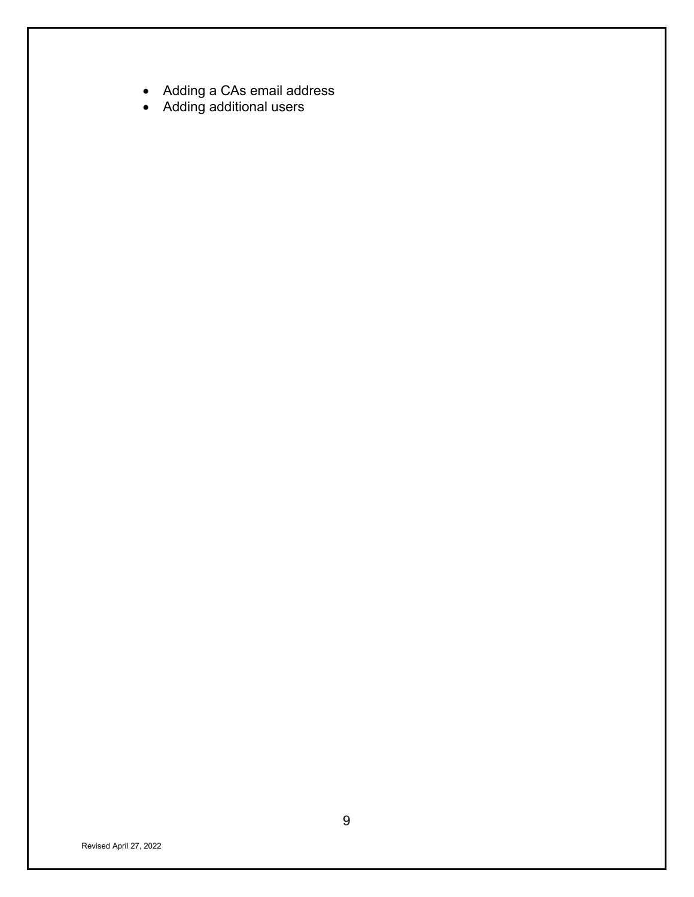- Adding a CAs email address
- Adding additional users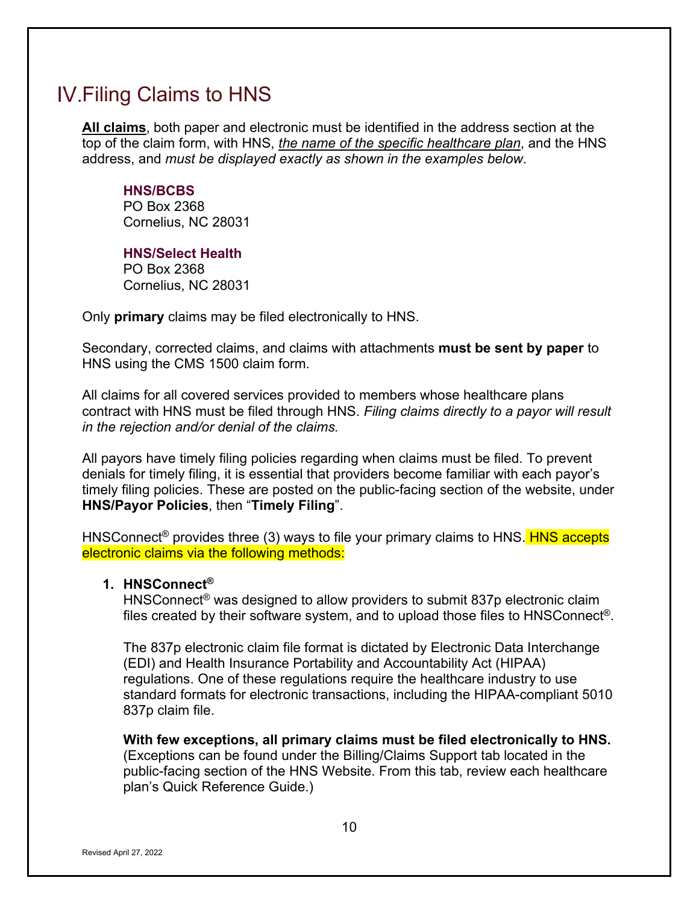# IV. Filing Claims to HNS

**All claims**, both paper and electronic must be identified in the address section at the top of the claim form, with HNS, *the name of the specific healthcare plan*, and the HNS address, and *must be displayed exactly as shown in the examples below*.

**HNS/BCBS**
PO Box 2368
Cornelius, NC 28031

**HNS/Select Health**
PO Box 2368
Cornelius, NC 28031

Only **primary** claims may be filed electronically to HNS.

Secondary, corrected claims, and claims with attachments **must be sent by paper** to HNS using the CMS 1500 claim form.

All claims for all covered services provided to members whose healthcare plans contract with HNS must be filed through HNS. *Filing claims directly to a payor will result in the rejection and/or denial of the claims.*

All payors have timely filing policies regarding when claims must be filed. To prevent denials for timely filing, it is essential that providers become familiar with each payor's timely filing policies. These are posted on the public-facing section of the website, under **HNS/Payor Policies**, then "**Timely Filing**".

HNSConnect® provides three (3) ways to file your primary claims to HNS. HNS accepts electronic claims via the following methods:

1. **HNSConnect®**
   HNSConnect® was designed to allow providers to submit 837p electronic claim files created by their software system, and to upload those files to HNSConnect®.

   The 837p electronic claim file format is dictated by Electronic Data Interchange (EDI) and Health Insurance Portability and Accountability Act (HIPAA) regulations. One of these regulations require the healthcare industry to use standard formats for electronic transactions, including the HIPAA-compliant 5010 837p claim file.

   **With few exceptions, all primary claims must be filed electronically to HNS.** (Exceptions can be found under the Billing/Claims Support tab located in the public-facing section of the HNS Website. From this tab, review each healthcare plan's Quick Reference Guide.)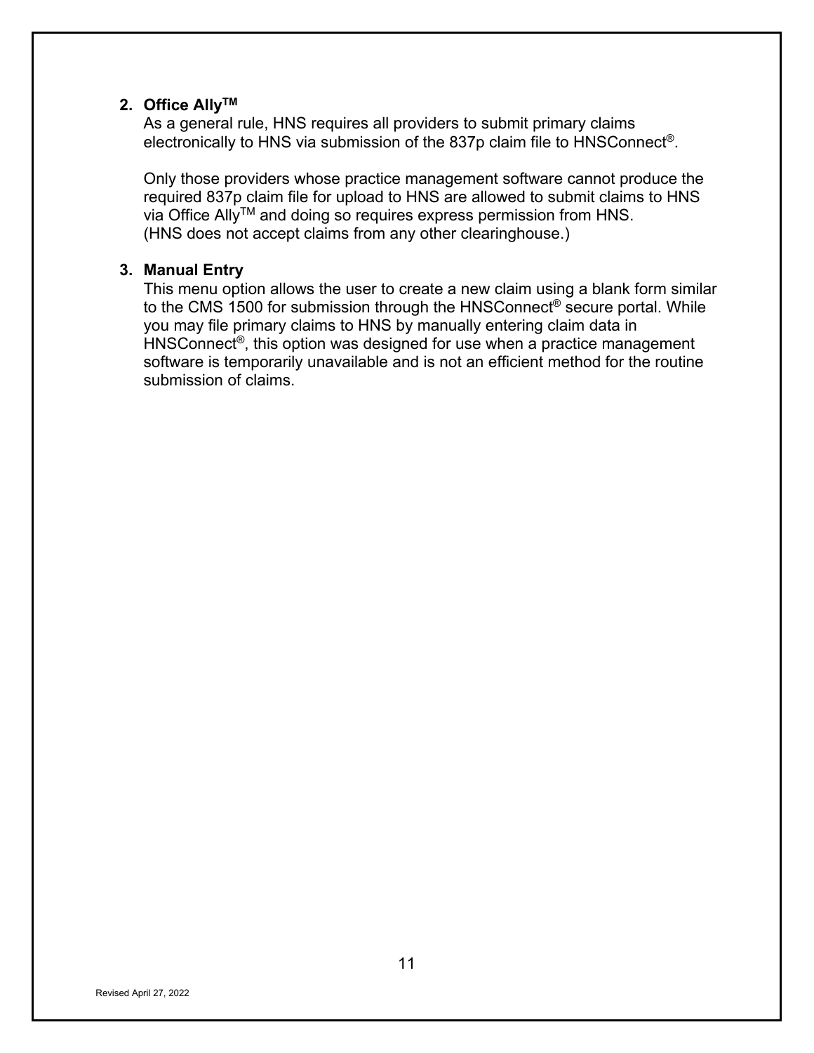2. **Office Ally™**

   As a general rule, HNS requires all providers to submit primary claims electronically to HNS via submission of the 837p claim file to HNSConnect®.

   Only those providers whose practice management software cannot produce the required 837p claim file for upload to HNS are allowed to submit claims to HNS via Office Ally™ and doing so requires express permission from HNS. (HNS does not accept claims from any other clearinghouse.)

3. **Manual Entry**

   This menu option allows the user to create a new claim using a blank form similar to the CMS 1500 for submission through the HNSConnect® secure portal. While you may file primary claims to HNS by manually entering claim data in HNSConnect®, this option was designed for use when a practice management software is temporarily unavailable and is not an efficient method for the routine submission of claims.

Revised April 27, 2022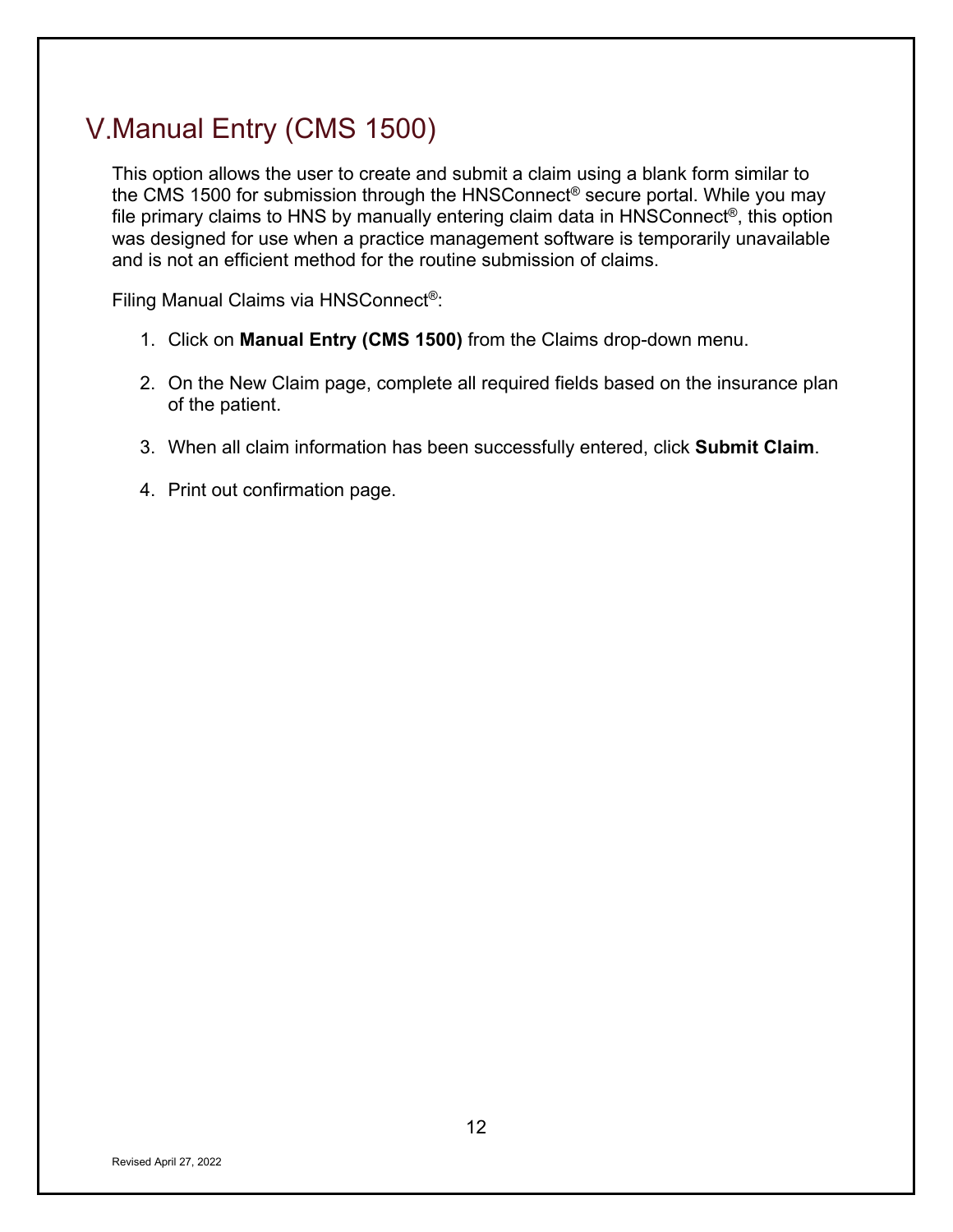# V. Manual Entry (CMS 1500)

This option allows the user to create and submit a claim using a blank form similar to the CMS 1500 for submission through the HNSConnect® secure portal. While you may file primary claims to HNS by manually entering claim data in HNSConnect®, this option was designed for use when a practice management software is temporarily unavailable and is not an efficient method for the routine submission of claims.

Filing Manual Claims via HNSConnect®:

1. Click on **Manual Entry (CMS 1500)** from the Claims drop-down menu.
2. On the New Claim page, complete all required fields based on the insurance plan of the patient.
3. When all claim information has been successfully entered, click **Submit Claim**.
4. Print out confirmation page.

Revised April 27, 2022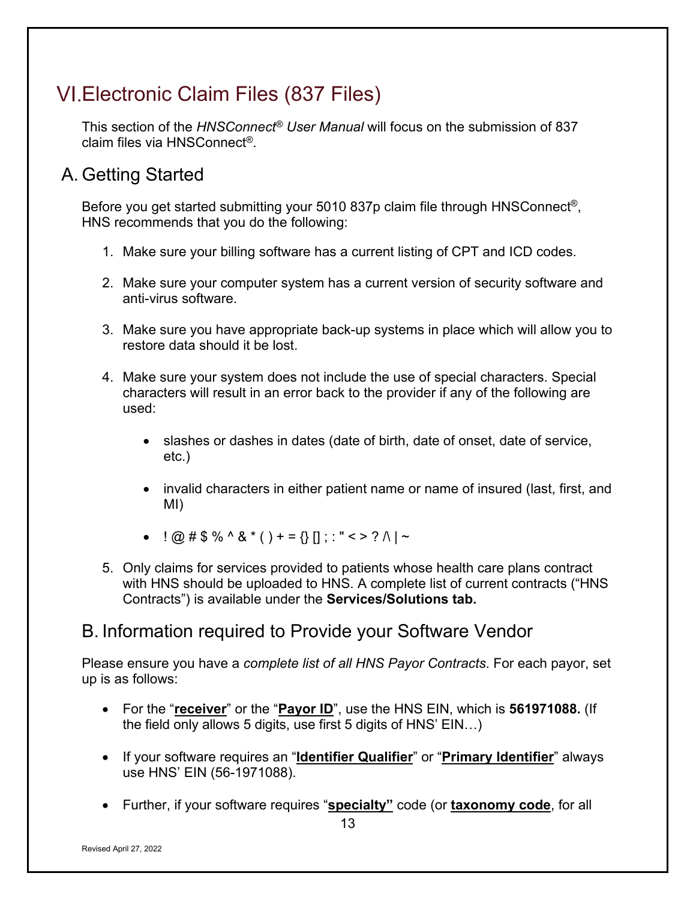# VI. Electronic Claim Files (837 Files)

This section of the *HNSConnect® User Manual* will focus on the submission of 837 claim files via HNSConnect®.

## A. Getting Started

Before you get started submitting your 5010 837p claim file through HNSConnect®, HNS recommends that you do the following:

1. Make sure your billing software has a current listing of CPT and ICD codes.

2. Make sure your computer system has a current version of security software and anti-virus software.

3. Make sure you have appropriate back-up systems in place which will allow you to restore data should it be lost.

4. Make sure your system does not include the use of special characters. Special characters will result in an error back to the provider if any of the following are used:

   - slashes or dashes in dates (date of birth, date of onset, date of service, etc.)

   - invalid characters in either patient name or name of insured (last, first, and MI)

   - ! @ # $ % ^ & * ( ) + = {} [] ; : " < > ? /\ | ~

5. Only claims for services provided to patients whose health care plans contract with HNS should be uploaded to HNS. A complete list of current contracts ("HNS Contracts") is available under the **Services/Solutions tab.**

## B. Information required to Provide your Software Vendor

Please ensure you have a *complete list of all HNS Payor Contracts*. For each payor, set up is as follows:

- For the "**receiver**" or the "**Payor ID**", use the HNS EIN, which is **561971088.** (If the field only allows 5 digits, use first 5 digits of HNS' EIN…)

- If your software requires an "**Identifier Qualifier**" or "**Primary Identifier**" always use HNS' EIN (56-1971088).

- Further, if your software requires "**specialty"** code (or **taxonomy code**, for all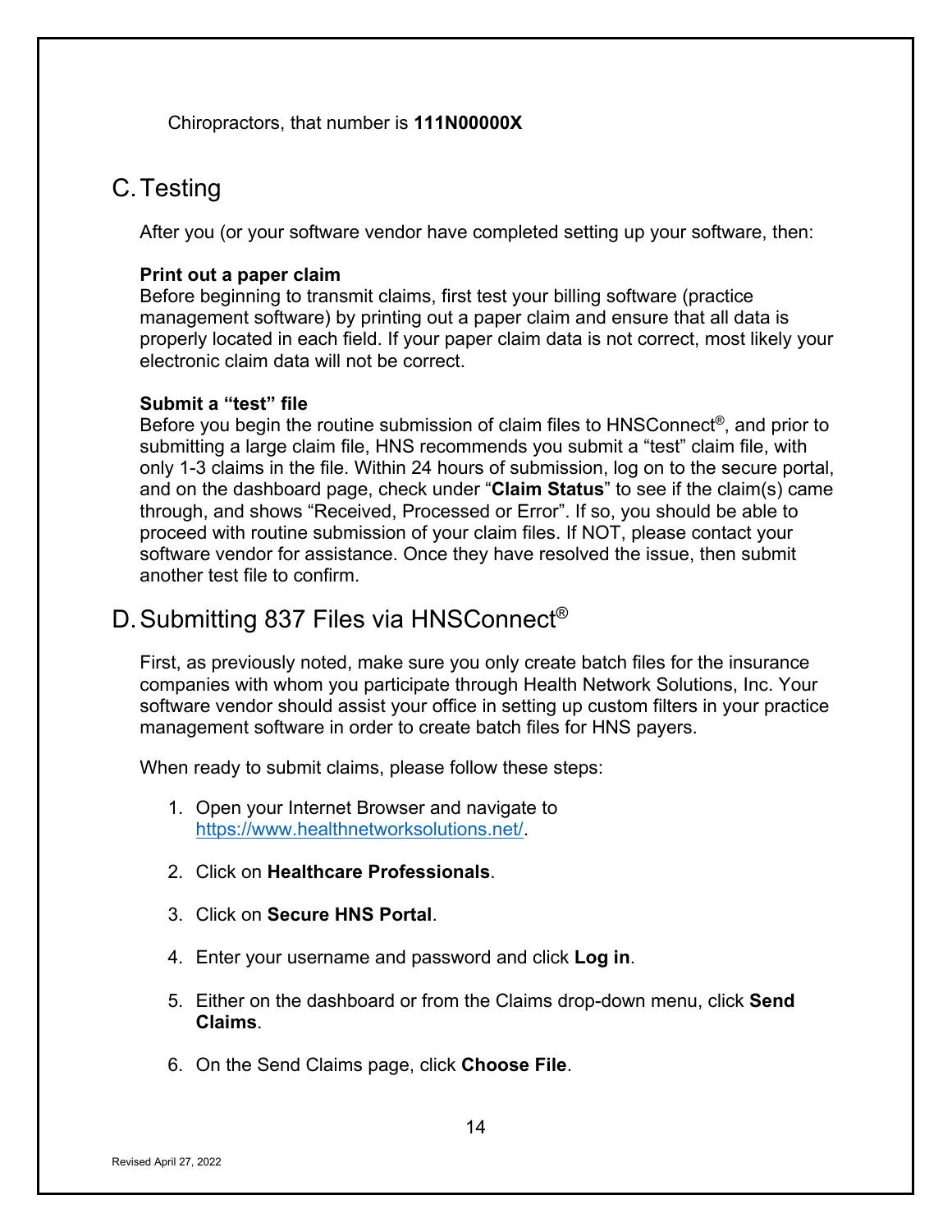Chiropractors, that number is **111N00000X**

## C. Testing

After you (or your software vendor have completed setting up your software, then:

**Print out a paper claim**
Before beginning to transmit claims, first test your billing software (practice management software) by printing out a paper claim and ensure that all data is properly located in each field. If your paper claim data is not correct, most likely your electronic claim data will not be correct.

**Submit a "test" file**
Before you begin the routine submission of claim files to HNSConnect®, and prior to submitting a large claim file, HNS recommends you submit a "test" claim file, with only 1-3 claims in the file. Within 24 hours of submission, log on to the secure portal, and on the dashboard page, check under "**Claim Status**" to see if the claim(s) came through, and shows "Received, Processed or Error". If so, you should be able to proceed with routine submission of your claim files. If NOT, please contact your software vendor for assistance. Once they have resolved the issue, then submit another test file to confirm.

## D. Submitting 837 Files via HNSConnect®

First, as previously noted, make sure you only create batch files for the insurance companies with whom you participate through Health Network Solutions, Inc. Your software vendor should assist your office in setting up custom filters in your practice management software in order to create batch files for HNS payers.

When ready to submit claims, please follow these steps:

1. Open your Internet Browser and navigate to https://www.healthnetworksolutions.net/.
2. Click on **Healthcare Professionals**.
3. Click on **Secure HNS Portal**.
4. Enter your username and password and click **Log in**.
5. Either on the dashboard or from the Claims drop-down menu, click **Send Claims**.
6. On the Send Claims page, click **Choose File**.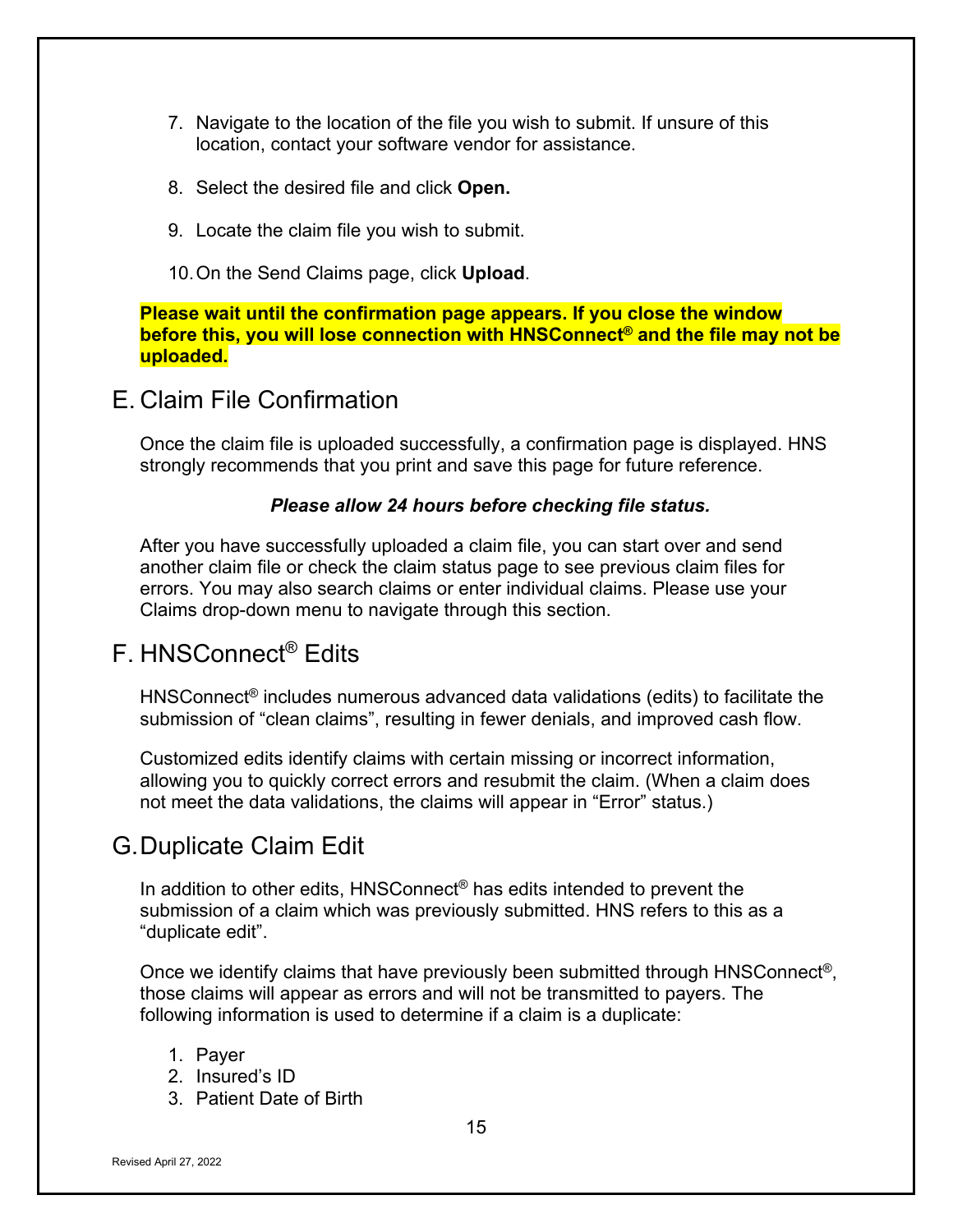7. Navigate to the location of the file you wish to submit. If unsure of this location, contact your software vendor for assistance.

8. Select the desired file and click **Open.**

9. Locate the claim file you wish to submit.

10. On the Send Claims page, click **Upload**.

**Please wait until the confirmation page appears. If you close the window before this, you will lose connection with HNSConnect® and the file may not be uploaded.**

## E. Claim File Confirmation

Once the claim file is uploaded successfully, a confirmation page is displayed. HNS strongly recommends that you print and save this page for future reference.

***Please allow 24 hours before checking file status.***

After you have successfully uploaded a claim file, you can start over and send another claim file or check the claim status page to see previous claim files for errors. You may also search claims or enter individual claims. Please use your Claims drop-down menu to navigate through this section.

## F. HNSConnect® Edits

HNSConnect® includes numerous advanced data validations (edits) to facilitate the submission of "clean claims", resulting in fewer denials, and improved cash flow.

Customized edits identify claims with certain missing or incorrect information, allowing you to quickly correct errors and resubmit the claim. (When a claim does not meet the data validations, the claims will appear in "Error" status.)

## G. Duplicate Claim Edit

In addition to other edits, HNSConnect® has edits intended to prevent the submission of a claim which was previously submitted. HNS refers to this as a "duplicate edit".

Once we identify claims that have previously been submitted through HNSConnect®, those claims will appear as errors and will not be transmitted to payers. The following information is used to determine if a claim is a duplicate:

1. Payer
2. Insured's ID
3. Patient Date of Birth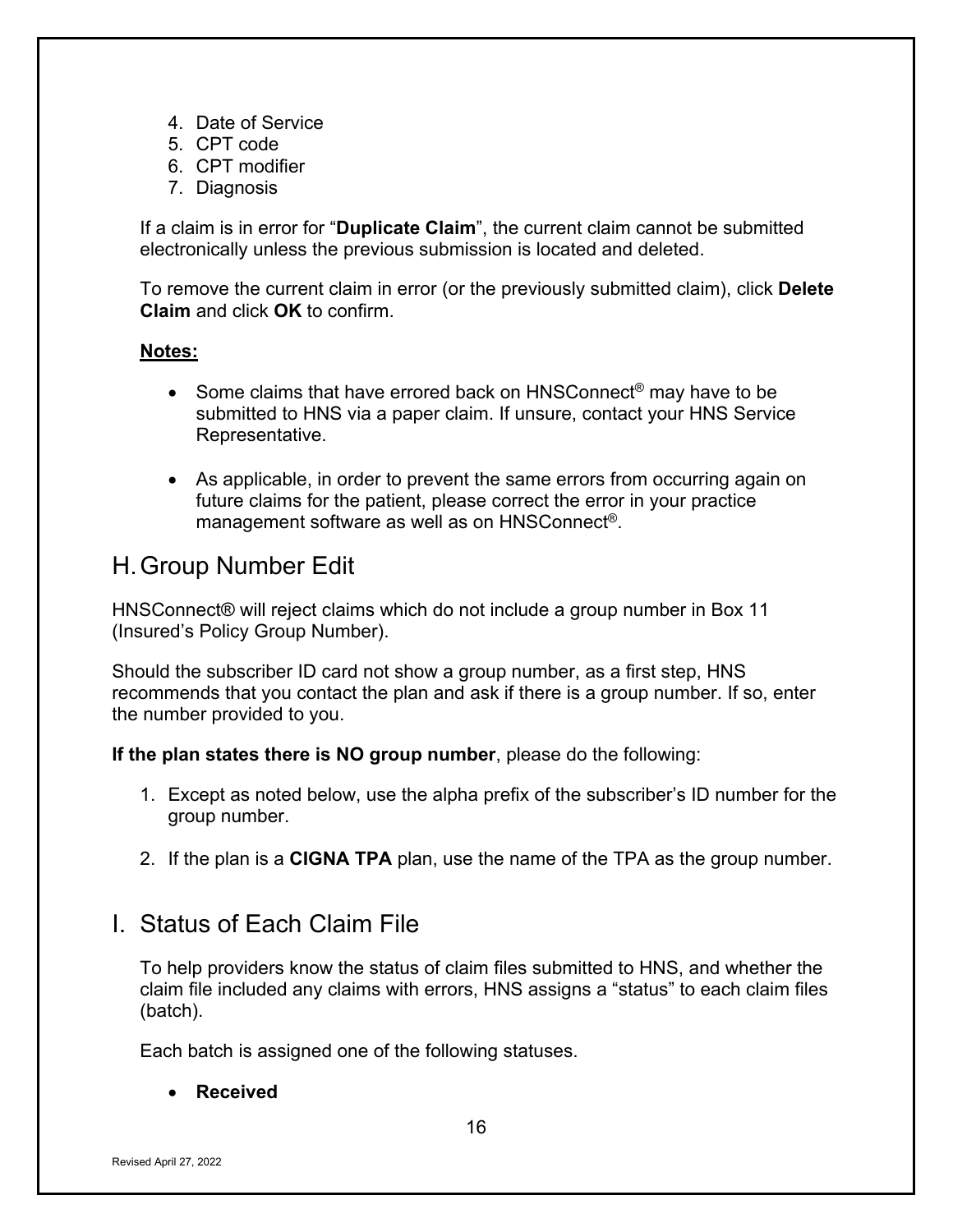4. Date of Service
5. CPT code
6. CPT modifier
7. Diagnosis

If a claim is in error for "**Duplicate Claim**", the current claim cannot be submitted electronically unless the previous submission is located and deleted.

To remove the current claim in error (or the previously submitted claim), click **Delete Claim** and click **OK** to confirm.

**Notes:**

- Some claims that have errored back on HNSConnect® may have to be submitted to HNS via a paper claim. If unsure, contact your HNS Service Representative.

- As applicable, in order to prevent the same errors from occurring again on future claims for the patient, please correct the error in your practice management software as well as on HNSConnect®.

## H. Group Number Edit

HNSConnect® will reject claims which do not include a group number in Box 11 (Insured's Policy Group Number).

Should the subscriber ID card not show a group number, as a first step, HNS recommends that you contact the plan and ask if there is a group number. If so, enter the number provided to you.

**If the plan states there is NO group number**, please do the following:

1. Except as noted below, use the alpha prefix of the subscriber's ID number for the group number.

2. If the plan is a **CIGNA TPA** plan, use the name of the TPA as the group number.

## I. Status of Each Claim File

To help providers know the status of claim files submitted to HNS, and whether the claim file included any claims with errors, HNS assigns a "status" to each claim files (batch).

Each batch is assigned one of the following statuses.

- **Received**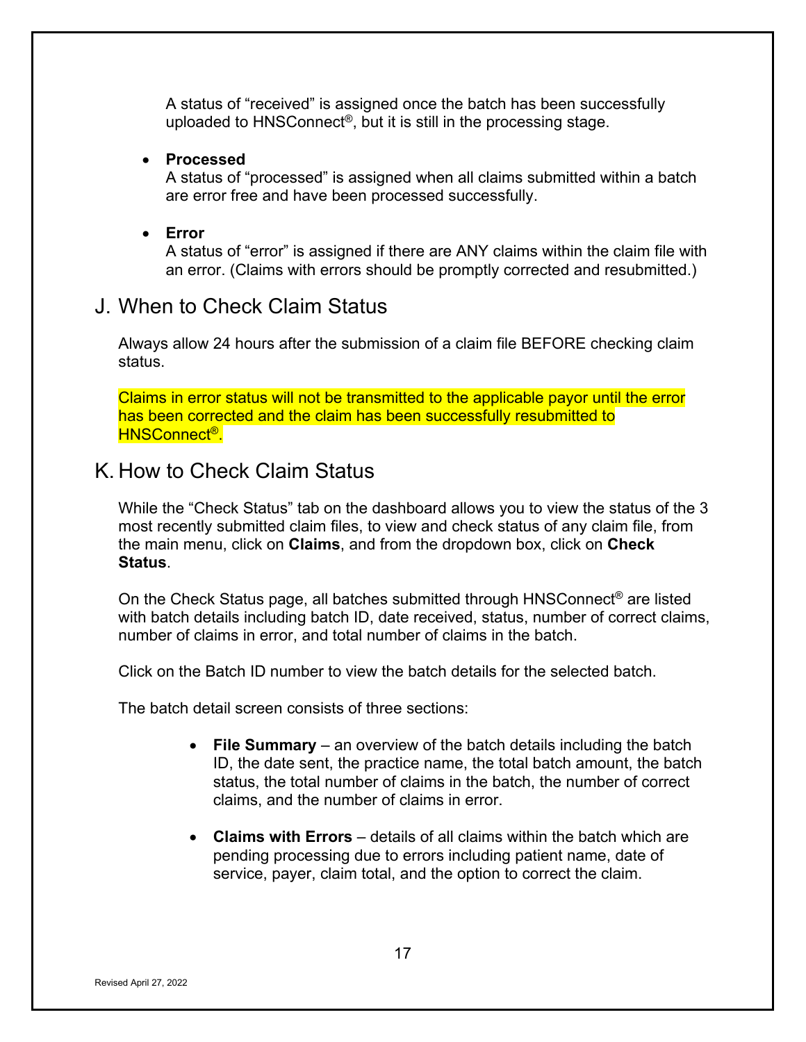A status of “received” is assigned once the batch has been successfully uploaded to HNSConnect®, but it is still in the processing stage.

- **Processed**
  A status of “processed” is assigned when all claims submitted within a batch are error free and have been processed successfully.

- **Error**
  A status of “error” is assigned if there are ANY claims within the claim file with an error. (Claims with errors should be promptly corrected and resubmitted.)

## J. When to Check Claim Status

Always allow 24 hours after the submission of a claim file BEFORE checking claim status.

Claims in error status will not be transmitted to the applicable payor until the error has been corrected and the claim has been successfully resubmitted to HNSConnect®.

## K. How to Check Claim Status

While the “Check Status” tab on the dashboard allows you to view the status of the 3 most recently submitted claim files, to view and check status of any claim file, from the main menu, click on **Claims**, and from the dropdown box, click on **Check Status**.

On the Check Status page, all batches submitted through HNSConnect® are listed with batch details including batch ID, date received, status, number of correct claims, number of claims in error, and total number of claims in the batch.

Click on the Batch ID number to view the batch details for the selected batch.

The batch detail screen consists of three sections:

- **File Summary** – an overview of the batch details including the batch ID, the date sent, the practice name, the total batch amount, the batch status, the total number of claims in the batch, the number of correct claims, and the number of claims in error.

- **Claims with Errors** – details of all claims within the batch which are pending processing due to errors including patient name, date of service, payer, claim total, and the option to correct the claim.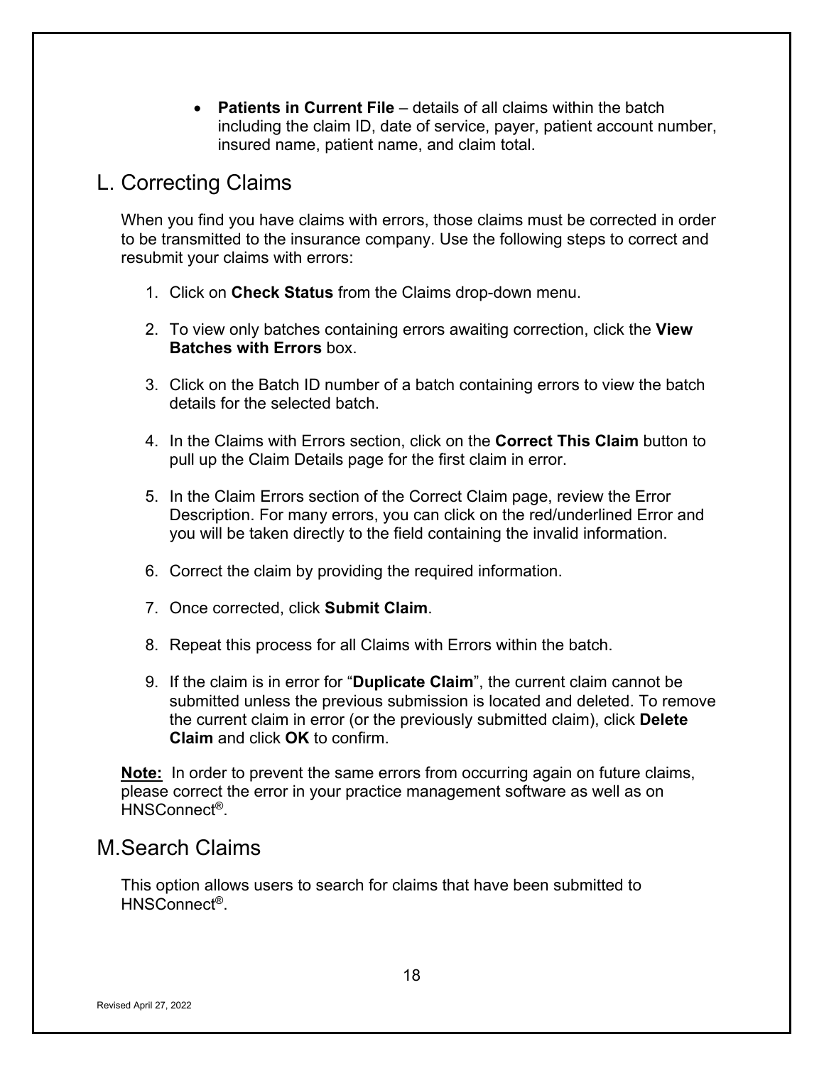- **Patients in Current File** – details of all claims within the batch including the claim ID, date of service, payer, patient account number, insured name, patient name, and claim total.

## L. Correcting Claims

When you find you have claims with errors, those claims must be corrected in order to be transmitted to the insurance company. Use the following steps to correct and resubmit your claims with errors:

1. Click on **Check Status** from the Claims drop-down menu.

2. To view only batches containing errors awaiting correction, click the **View Batches with Errors** box.

3. Click on the Batch ID number of a batch containing errors to view the batch details for the selected batch.

4. In the Claims with Errors section, click on the **Correct This Claim** button to pull up the Claim Details page for the first claim in error.

5. In the Claim Errors section of the Correct Claim page, review the Error Description. For many errors, you can click on the red/underlined Error and you will be taken directly to the field containing the invalid information.

6. Correct the claim by providing the required information.

7. Once corrected, click **Submit Claim**.

8. Repeat this process for all Claims with Errors within the batch.

9. If the claim is in error for "**Duplicate Claim**", the current claim cannot be submitted unless the previous submission is located and deleted. To remove the current claim in error (or the previously submitted claim), click **Delete Claim** and click **OK** to confirm.

**Note:** In order to prevent the same errors from occurring again on future claims, please correct the error in your practice management software as well as on HNSConnect®.

## M. Search Claims

This option allows users to search for claims that have been submitted to HNSConnect®.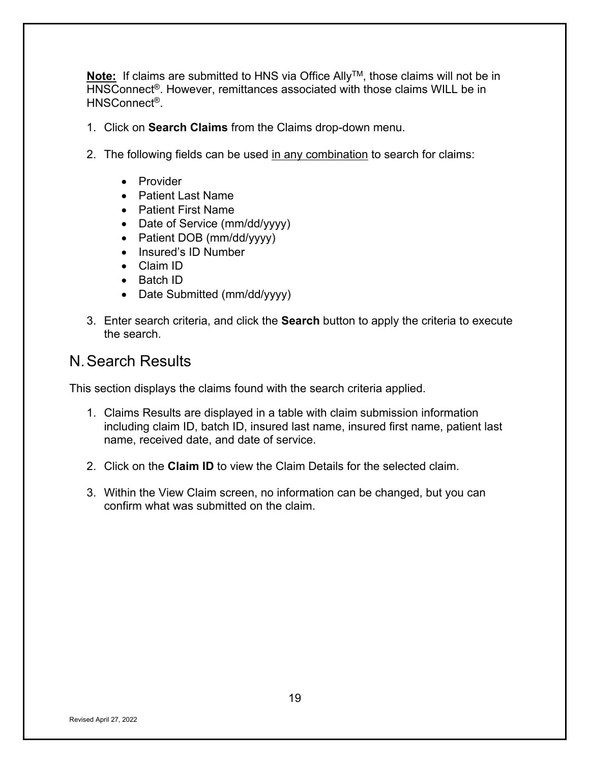**<u>Note:</u>** If claims are submitted to HNS via Office Ally™, those claims will not be in HNSConnect®. However, remittances associated with those claims WILL be in HNSConnect®.

1. Click on **Search Claims** from the Claims drop-down menu.

2. The following fields can be used <u>in any combination</u> to search for claims:

   - Provider
   - Patient Last Name
   - Patient First Name
   - Date of Service (mm/dd/yyyy)
   - Patient DOB (mm/dd/yyyy)
   - Insured's ID Number
   - Claim ID
   - Batch ID
   - Date Submitted (mm/dd/yyyy)

3. Enter search criteria, and click the **Search** button to apply the criteria to execute the search.

## N. Search Results

This section displays the claims found with the search criteria applied.

1. Claims Results are displayed in a table with claim submission information including claim ID, batch ID, insured last name, insured first name, patient last name, received date, and date of service.

2. Click on the **Claim ID** to view the Claim Details for the selected claim.

3. Within the View Claim screen, no information can be changed, but you can confirm what was submitted on the claim.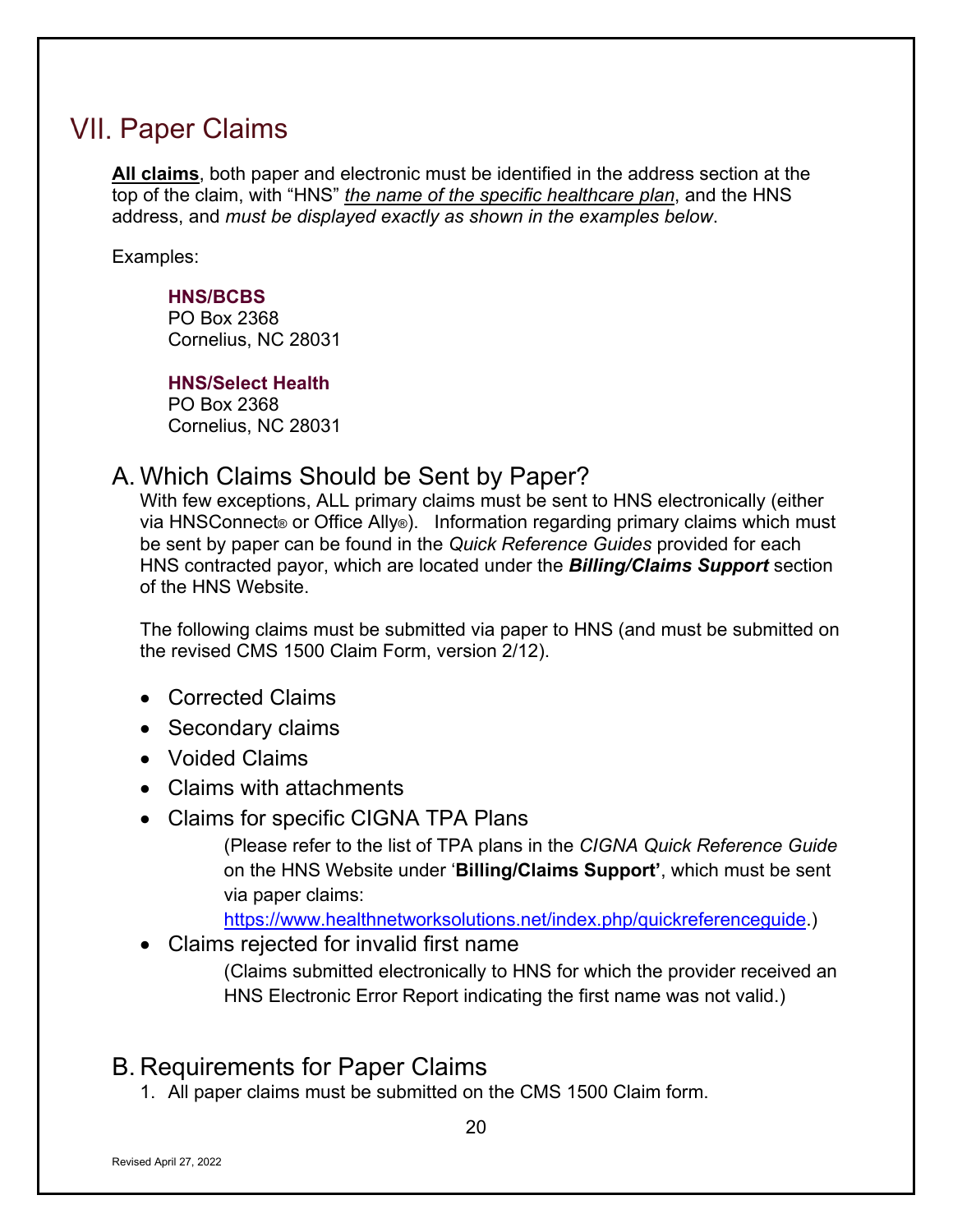# VII. Paper Claims

**All claims**, both paper and electronic must be identified in the address section at the top of the claim, with "HNS" *the name of the specific healthcare plan*, and the HNS address, and *must be displayed exactly as shown in the examples below*.

Examples:

**HNS/BCBS**
PO Box 2368
Cornelius, NC 28031

**HNS/Select Health**
PO Box 2368
Cornelius, NC 28031

## A. Which Claims Should be Sent by Paper?

With few exceptions, ALL primary claims must be sent to HNS electronically (either via HNSConnect® or Office Ally®). Information regarding primary claims which must be sent by paper can be found in the *Quick Reference Guides* provided for each HNS contracted payor, which are located under the ***Billing/Claims Support*** section of the HNS Website.

The following claims must be submitted via paper to HNS (and must be submitted on the revised CMS 1500 Claim Form, version 2/12).

- Corrected Claims
- Secondary claims
- Voided Claims
- Claims with attachments
- Claims for specific CIGNA TPA Plans
  (Please refer to the list of TPA plans in the *CIGNA Quick Reference Guide* on the HNS Website under '**Billing/Claims Support'**, which must be sent via paper claims: https://www.healthnetworksolutions.net/index.php/quickreferenceguide.)
- Claims rejected for invalid first name
  (Claims submitted electronically to HNS for which the provider received an HNS Electronic Error Report indicating the first name was not valid.)

## B. Requirements for Paper Claims

1. All paper claims must be submitted on the CMS 1500 Claim form.

Revised April 27, 2022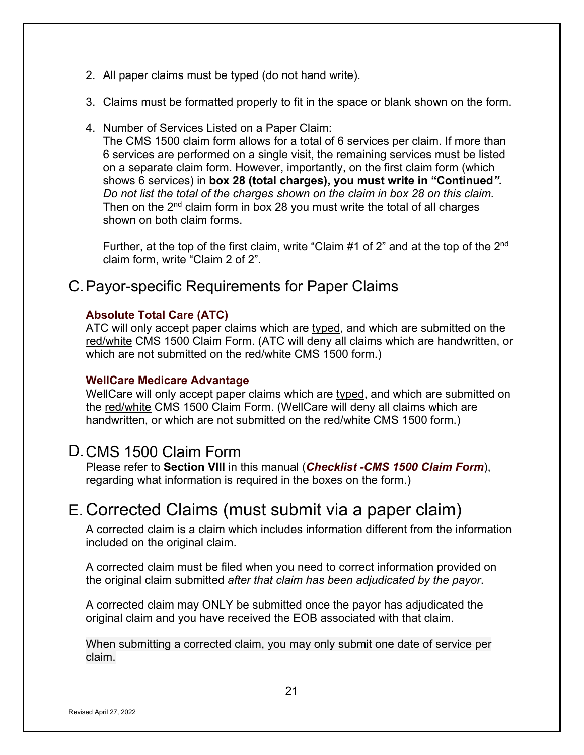2. All paper claims must be typed (do not hand write).

3. Claims must be formatted properly to fit in the space or blank shown on the form.

4. Number of Services Listed on a Paper Claim:
   The CMS 1500 claim form allows for a total of 6 services per claim. If more than 6 services are performed on a single visit, the remaining services must be listed on a separate claim form. However, importantly, on the first claim form (which shows 6 services) in **box 28 (total charges), you must write in "Continued*".*** *Do not list the total of the charges shown on the claim in box 28 on this claim.* Then on the 2nd claim form in box 28 you must write the total of all charges shown on both claim forms.

   Further, at the top of the first claim, write "Claim #1 of 2" and at the top of the 2nd claim form, write "Claim 2 of 2".

## C. Payor-specific Requirements for Paper Claims

**Absolute Total Care (ATC)**
ATC will only accept paper claims which are typed, and which are submitted on the red/white CMS 1500 Claim Form. (ATC will deny all claims which are handwritten, or which are not submitted on the red/white CMS 1500 form.)

**WellCare Medicare Advantage**
WellCare will only accept paper claims which are typed, and which are submitted on the red/white CMS 1500 Claim Form. (WellCare will deny all claims which are handwritten, or which are not submitted on the red/white CMS 1500 form.)

## D. CMS 1500 Claim Form

Please refer to **Section VIII** in this manual (***Checklist -CMS 1500 Claim Form***), regarding what information is required in the boxes on the form.)

## E. Corrected Claims (must submit via a paper claim)

A corrected claim is a claim which includes information different from the information included on the original claim.

A corrected claim must be filed when you need to correct information provided on the original claim submitted *after that claim has been adjudicated by the payor*.

A corrected claim may ONLY be submitted once the payor has adjudicated the original claim and you have received the EOB associated with that claim.

When submitting a corrected claim, you may only submit one date of service per claim.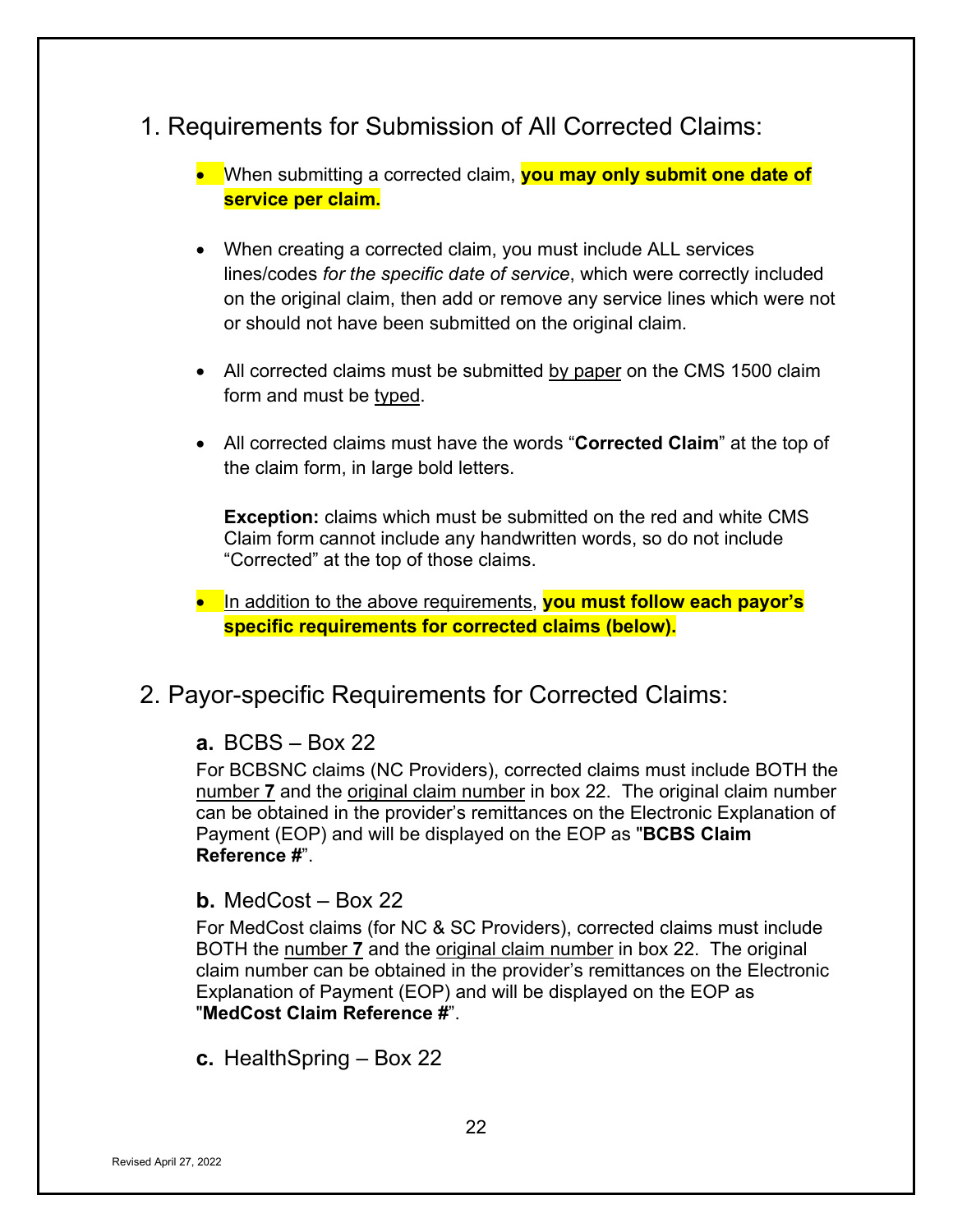## 1. Requirements for Submission of All Corrected Claims:

- When submitting a corrected claim, **you may only submit one date of service per claim.**

- When creating a corrected claim, you must include ALL services lines/codes *for the specific date of service*, which were correctly included on the original claim, then add or remove any service lines which were not or should not have been submitted on the original claim.

- All corrected claims must be submitted by paper on the CMS 1500 claim form and must be typed.

- All corrected claims must have the words "**Corrected Claim**" at the top of the claim form, in large bold letters.

  **Exception:** claims which must be submitted on the red and white CMS Claim form cannot include any handwritten words, so do not include "Corrected" at the top of those claims.

- In addition to the above requirements, **you must follow each payor's specific requirements for corrected claims (below).**

## 2. Payor-specific Requirements for Corrected Claims:

### a. BCBS – Box 22

For BCBSNC claims (NC Providers), corrected claims must include BOTH the number **7** and the original claim number in box 22. The original claim number can be obtained in the provider's remittances on the Electronic Explanation of Payment (EOP) and will be displayed on the EOP as "**BCBS Claim Reference #**".

### b. MedCost – Box 22

For MedCost claims (for NC & SC Providers), corrected claims must include BOTH the number **7** and the original claim number in box 22. The original claim number can be obtained in the provider's remittances on the Electronic Explanation of Payment (EOP) and will be displayed on the EOP as "**MedCost Claim Reference #**".

### c. HealthSpring – Box 22

Revised April 27, 2022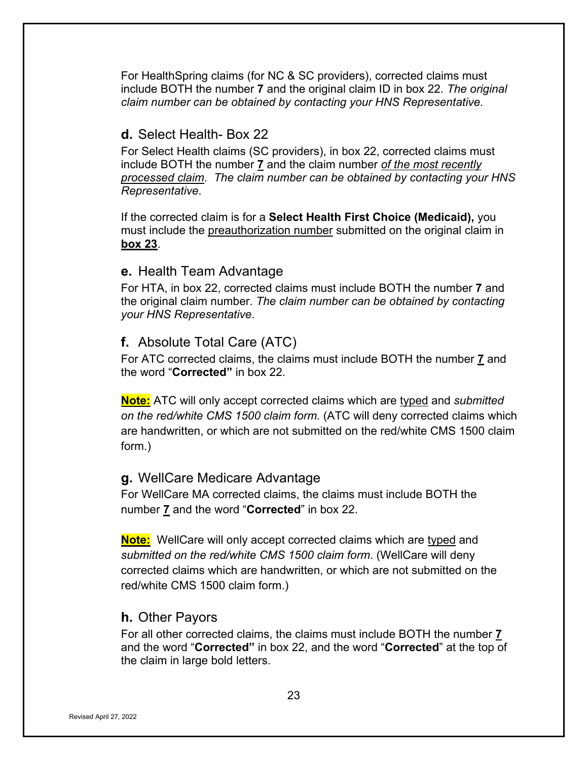For HealthSpring claims (for NC & SC providers), corrected claims must include BOTH the number **7** and the original claim ID in box 22. *The original claim number can be obtained by contacting your HNS Representative.*

### **d.** Select Health- Box 22

For Select Health claims (SC providers), in box 22, corrected claims must include BOTH the number <u>**7**</u> and the claim number <u>*of the most recently processed claim*</u>. *The claim number can be obtained by contacting your HNS Representative*.

If the corrected claim is for a **Select Health First Choice (Medicaid),** you must include the <u>preauthorization number</u> submitted on the original claim in <u>**box 23**</u>.

### **e.** Health Team Advantage

For HTA, in box 22, corrected claims must include BOTH the number **7** and the original claim number. *The claim number can be obtained by contacting your HNS Representative*.

### **f.** Absolute Total Care (ATC)

For ATC corrected claims, the claims must include BOTH the number <u>**7**</u> and the word "**Corrected"** in box 22.

<u>**Note:**</u> ATC will only accept corrected claims which are <u>typed</u> and *submitted on the red/white CMS 1500 claim form.* (ATC will deny corrected claims which are handwritten, or which are not submitted on the red/white CMS 1500 claim form.)

### **g.** WellCare Medicare Advantage

For WellCare MA corrected claims, the claims must include BOTH the number <u>**7**</u> and the word "**Corrected**" in box 22.

<u>**Note:**</u> WellCare will only accept corrected claims which are <u>typed</u> and *submitted on the red/white CMS 1500 claim form*. (WellCare will deny corrected claims which are handwritten, or which are not submitted on the red/white CMS 1500 claim form.)

### **h.** Other Payors

For all other corrected claims, the claims must include BOTH the number <u>**7**</u> and the word "**Corrected"** in box 22, and the word "**Corrected**" at the top of the claim in large bold letters.

Revised April 27, 2022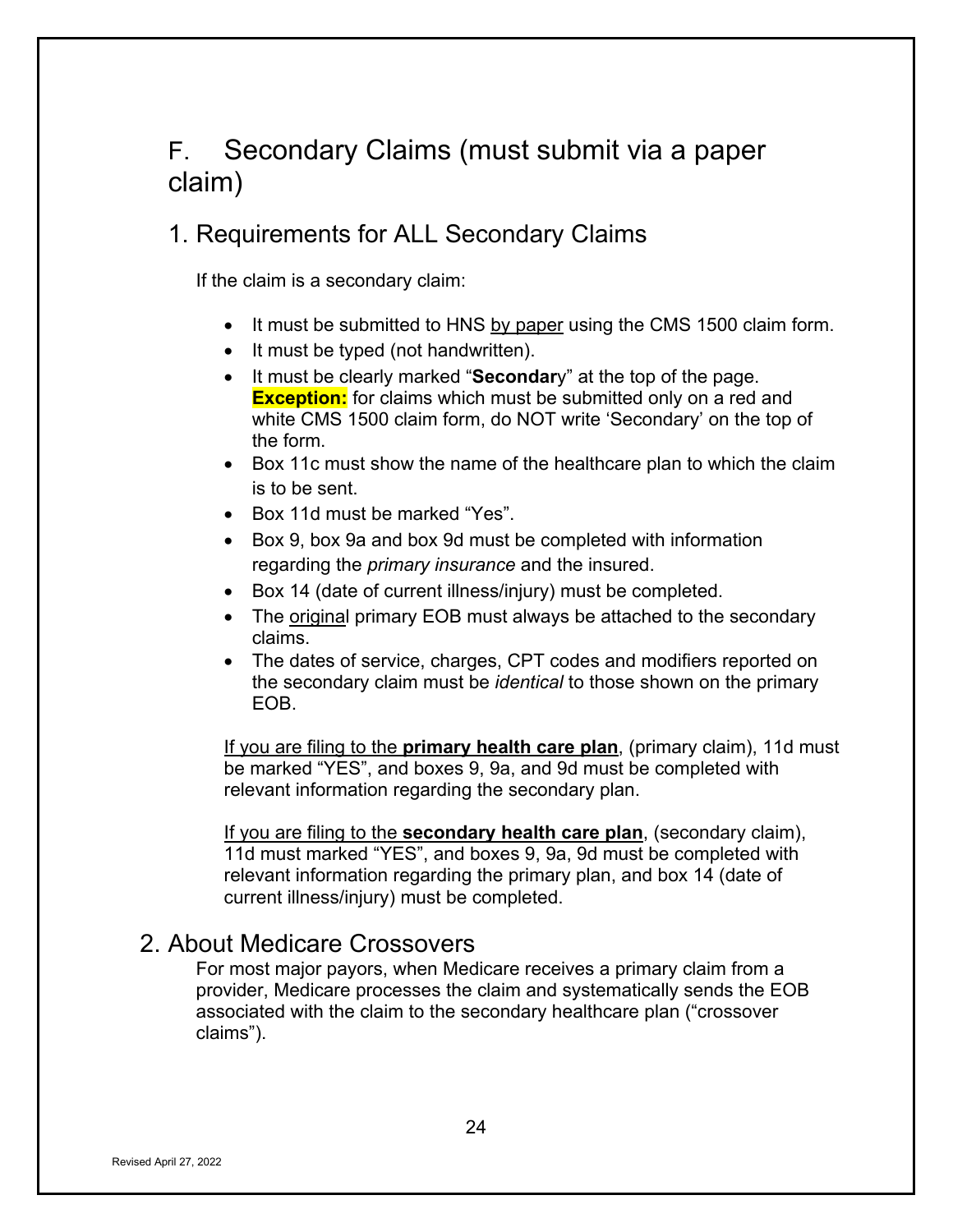# F. Secondary Claims (must submit via a paper claim)

## 1. Requirements for ALL Secondary Claims

If the claim is a secondary claim:

- It must be submitted to HNS by paper using the CMS 1500 claim form.
- It must be typed (not handwritten).
- It must be clearly marked "**Secondar**y" at the top of the page. **Exception:** for claims which must be submitted only on a red and white CMS 1500 claim form, do NOT write 'Secondary' on the top of the form.
- Box 11c must show the name of the healthcare plan to which the claim is to be sent.
- Box 11d must be marked "Yes".
- Box 9, box 9a and box 9d must be completed with information regarding the *primary insurance* and the insured.
- Box 14 (date of current illness/injury) must be completed.
- The original primary EOB must always be attached to the secondary claims.
- The dates of service, charges, CPT codes and modifiers reported on the secondary claim must be *identical* to those shown on the primary EOB.

If you are filing to the **primary health care plan**, (primary claim), 11d must be marked "YES", and boxes 9, 9a, and 9d must be completed with relevant information regarding the secondary plan.

If you are filing to the **secondary health care plan**, (secondary claim), 11d must marked "YES", and boxes 9, 9a, 9d must be completed with relevant information regarding the primary plan, and box 14 (date of current illness/injury) must be completed.

## 2. About Medicare Crossovers

For most major payors, when Medicare receives a primary claim from a provider, Medicare processes the claim and systematically sends the EOB associated with the claim to the secondary healthcare plan ("crossover claims").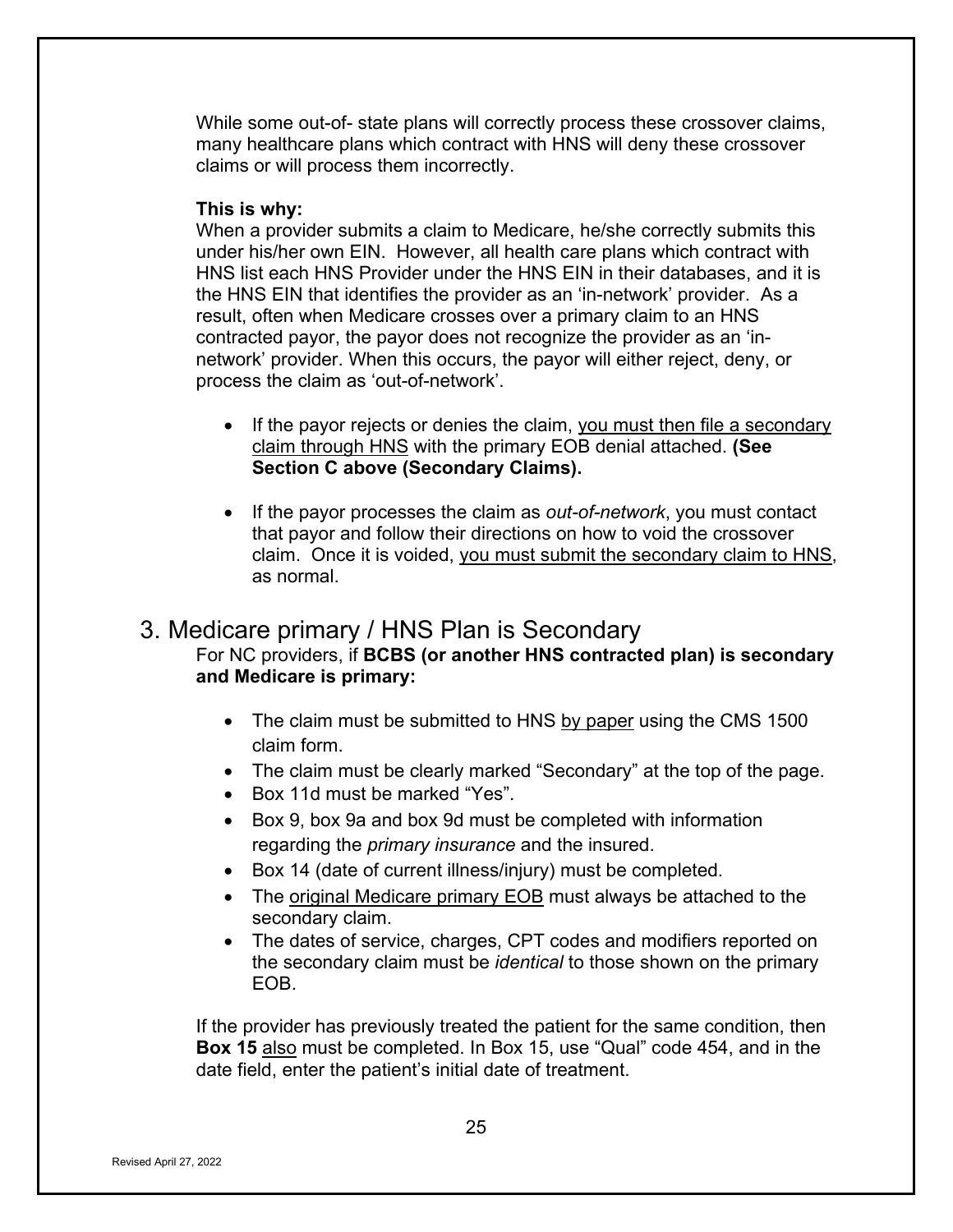While some out-of- state plans will correctly process these crossover claims, many healthcare plans which contract with HNS will deny these crossover claims or will process them incorrectly.

**This is why:**
When a provider submits a claim to Medicare, he/she correctly submits this under his/her own EIN. However, all health care plans which contract with HNS list each HNS Provider under the HNS EIN in their databases, and it is the HNS EIN that identifies the provider as an 'in-network' provider. As a result, often when Medicare crosses over a primary claim to an HNS contracted payor, the payor does not recognize the provider as an 'in-network' provider. When this occurs, the payor will either reject, deny, or process the claim as 'out-of-network'.

- If the payor rejects or denies the claim, <u>you must then file a secondary claim through HNS</u> with the primary EOB denial attached. **(See Section C above (Secondary Claims).**
- If the payor processes the claim as *out-of-network*, you must contact that payor and follow their directions on how to void the crossover claim. Once it is voided, <u>you must submit the secondary claim to HNS</u>, as normal.

## 3. Medicare primary / HNS Plan is Secondary

For NC providers, if **BCBS (or another HNS contracted plan) is secondary and Medicare is primary:**

- The claim must be submitted to HNS <u>by paper</u> using the CMS 1500 claim form.
- The claim must be clearly marked "Secondary" at the top of the page.
- Box 11d must be marked "Yes".
- Box 9, box 9a and box 9d must be completed with information regarding the *primary insurance* and the insured.
- Box 14 (date of current illness/injury) must be completed.
- The <u>original Medicare primary EOB</u> must always be attached to the secondary claim.
- The dates of service, charges, CPT codes and modifiers reported on the secondary claim must be *identical* to those shown on the primary EOB.

If the provider has previously treated the patient for the same condition, then **Box 15** <u>also</u> must be completed. In Box 15, use "Qual" code 454, and in the date field, enter the patient's initial date of treatment.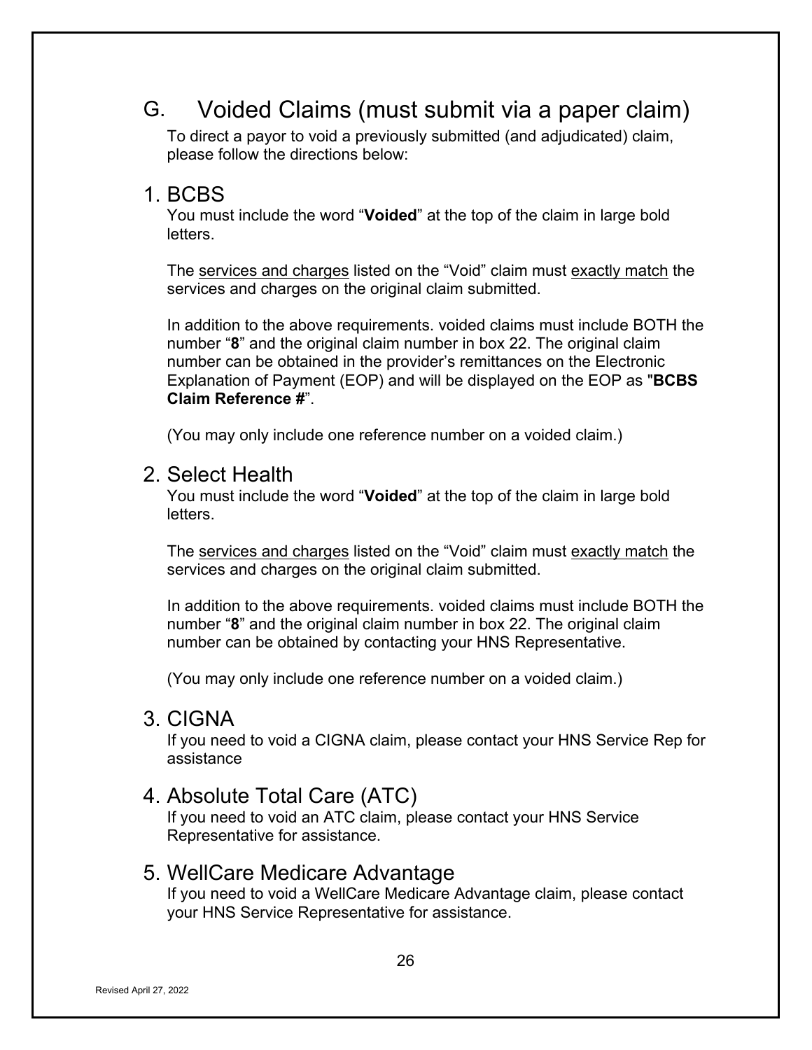## G. Voided Claims (must submit via a paper claim)

To direct a payor to void a previously submitted (and adjudicated) claim, please follow the directions below:

### 1. BCBS

You must include the word "**Voided**" at the top of the claim in large bold letters.

The <u>services and charges</u> listed on the "Void" claim must <u>exactly match</u> the services and charges on the original claim submitted.

In addition to the above requirements. voided claims must include BOTH the number "**8**" and the original claim number in box 22. The original claim number can be obtained in the provider's remittances on the Electronic Explanation of Payment (EOP) and will be displayed on the EOP as "**BCBS Claim Reference #**".

(You may only include one reference number on a voided claim.)

### 2. Select Health

You must include the word "**Voided**" at the top of the claim in large bold letters.

The <u>services and charges</u> listed on the "Void" claim must <u>exactly match</u> the services and charges on the original claim submitted.

In addition to the above requirements. voided claims must include BOTH the number "**8**" and the original claim number in box 22. The original claim number can be obtained by contacting your HNS Representative.

(You may only include one reference number on a voided claim.)

### 3. CIGNA

If you need to void a CIGNA claim, please contact your HNS Service Rep for assistance

### 4. Absolute Total Care (ATC)

If you need to void an ATC claim, please contact your HNS Service Representative for assistance.

### 5. WellCare Medicare Advantage

If you need to void a WellCare Medicare Advantage claim, please contact your HNS Service Representative for assistance.

Revised April 27, 2022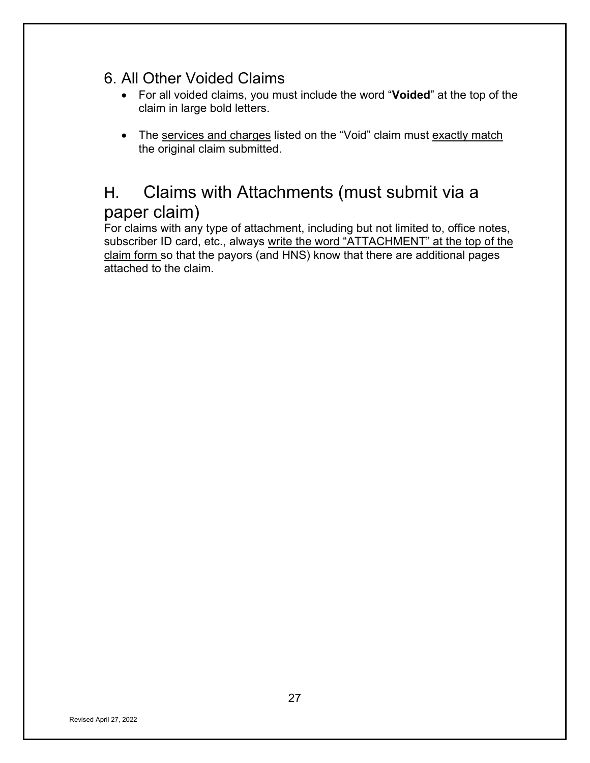### 6. All Other Voided Claims

- For all voided claims, you must include the word "**Voided**" at the top of the claim in large bold letters.
- The services and charges listed on the "Void" claim must exactly match the original claim submitted.

## H. Claims with Attachments (must submit via a paper claim)

For claims with any type of attachment, including but not limited to, office notes, subscriber ID card, etc., always write the word "ATTACHMENT" at the top of the claim form so that the payors (and HNS) know that there are additional pages attached to the claim.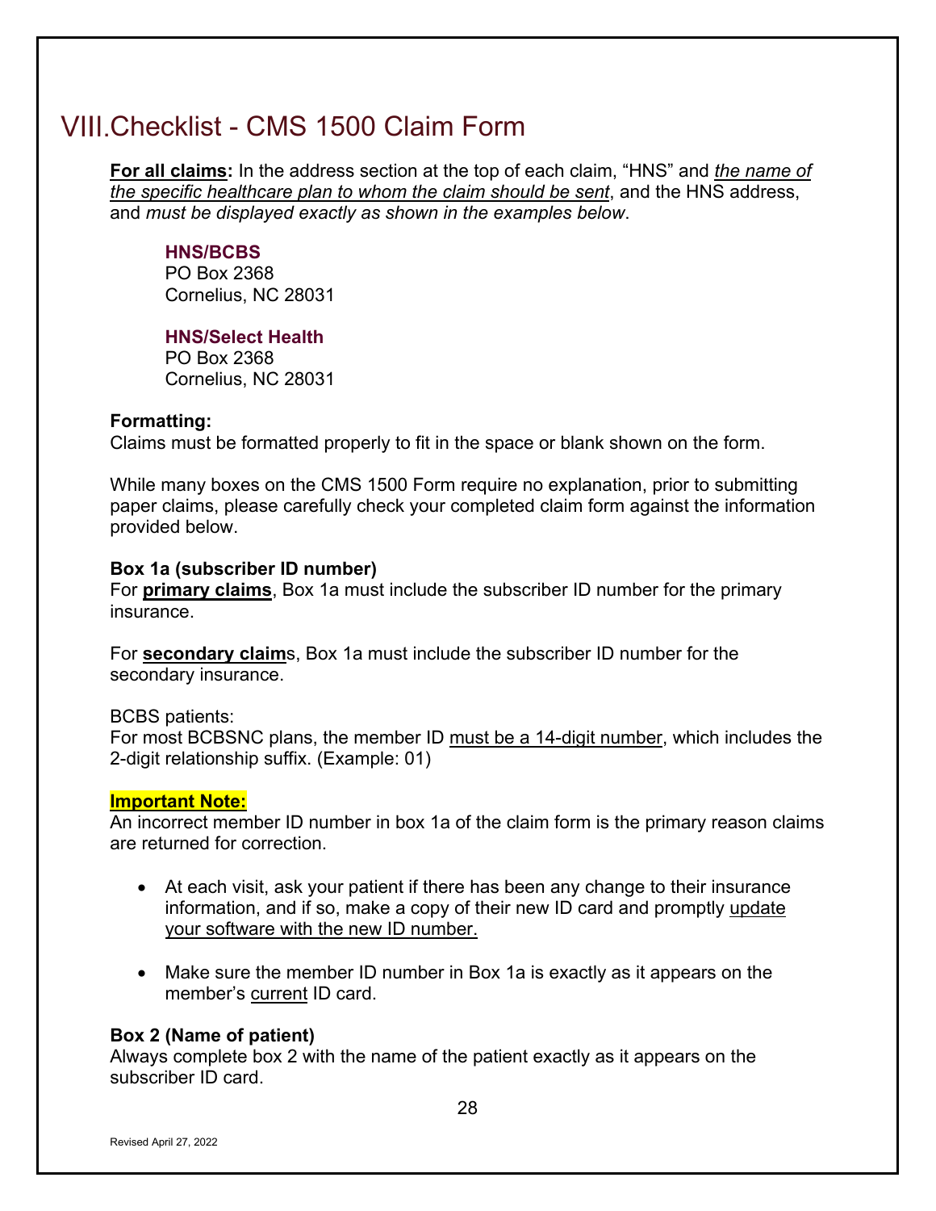# VIII. Checklist - CMS 1500 Claim Form

**For all claims:** In the address section at the top of each claim, "HNS" and *the name of the specific healthcare plan to whom the claim should be sent*, and the HNS address, and *must be displayed exactly as shown in the examples below*.

> **HNS/BCBS**
> PO Box 2368
> Cornelius, NC 28031
>
> **HNS/Select Health**
> PO Box 2368
> Cornelius, NC 28031

**Formatting:**
Claims must be formatted properly to fit in the space or blank shown on the form.

While many boxes on the CMS 1500 Form require no explanation, prior to submitting paper claims, please carefully check your completed claim form against the information provided below.

**Box 1a (subscriber ID number)**
For **primary claims**, Box 1a must include the subscriber ID number for the primary insurance.

For **secondary claim**s, Box 1a must include the subscriber ID number for the secondary insurance.

BCBS patients:
For most BCBSNC plans, the member ID must be a 14-digit number, which includes the 2-digit relationship suffix. (Example: 01)

**Important Note:**
An incorrect member ID number in box 1a of the claim form is the primary reason claims are returned for correction.

- At each visit, ask your patient if there has been any change to their insurance information, and if so, make a copy of their new ID card and promptly update your software with the new ID number.
- Make sure the member ID number in Box 1a is exactly as it appears on the member's current ID card.

**Box 2 (Name of patient)**
Always complete box 2 with the name of the patient exactly as it appears on the subscriber ID card.

Revised April 27, 2022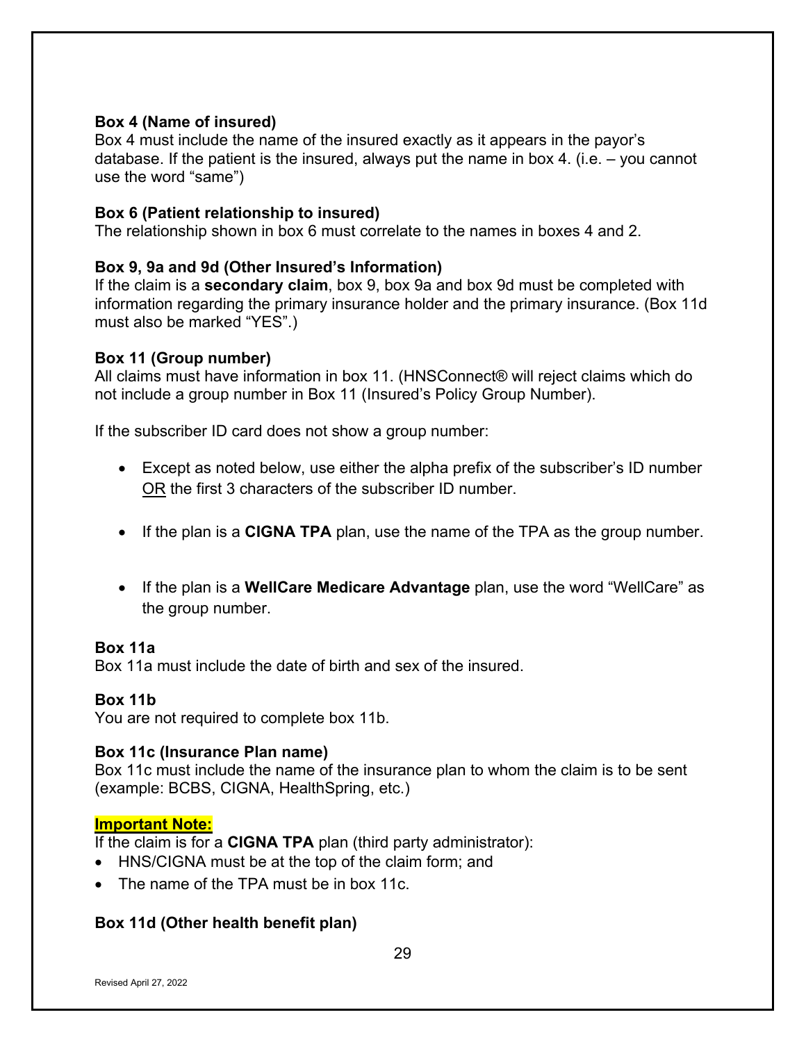**Box 4 (Name of insured)**
Box 4 must include the name of the insured exactly as it appears in the payor's database. If the patient is the insured, always put the name in box 4. (i.e. – you cannot use the word "same")

**Box 6 (Patient relationship to insured)**
The relationship shown in box 6 must correlate to the names in boxes 4 and 2.

**Box 9, 9a and 9d (Other Insured's Information)**
If the claim is a **secondary claim**, box 9, box 9a and box 9d must be completed with information regarding the primary insurance holder and the primary insurance. (Box 11d must also be marked "YES".)

**Box 11 (Group number)**
All claims must have information in box 11. (HNSConnect® will reject claims which do not include a group number in Box 11 (Insured's Policy Group Number).

If the subscriber ID card does not show a group number:

- Except as noted below, use either the alpha prefix of the subscriber's ID number <u>OR</u> the first 3 characters of the subscriber ID number.
- If the plan is a **CIGNA TPA** plan, use the name of the TPA as the group number.
- If the plan is a **WellCare Medicare Advantage** plan, use the word "WellCare" as the group number.

**Box 11a**
Box 11a must include the date of birth and sex of the insured.

**Box 11b**
You are not required to complete box 11b.

**Box 11c (Insurance Plan name)**
Box 11c must include the name of the insurance plan to whom the claim is to be sent (example: BCBS, CIGNA, HealthSpring, etc.)

**<u>Important Note:</u>**
If the claim is for a **CIGNA TPA** plan (third party administrator):

- HNS/CIGNA must be at the top of the claim form; and
- The name of the TPA must be in box 11c.

**Box 11d (Other health benefit plan)**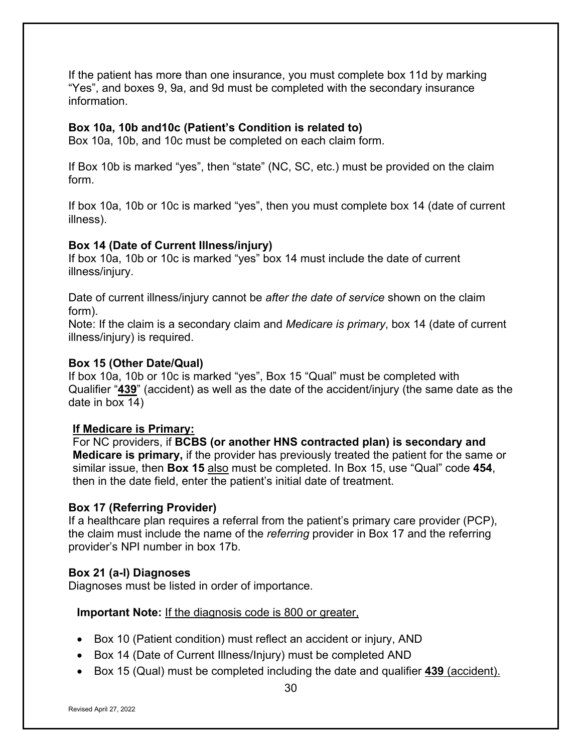If the patient has more than one insurance, you must complete box 11d by marking "Yes", and boxes 9, 9a, and 9d must be completed with the secondary insurance information.

**Box 10a, 10b and10c (Patient's Condition is related to)**
Box 10a, 10b, and 10c must be completed on each claim form.

If Box 10b is marked "yes", then "state" (NC, SC, etc.) must be provided on the claim form.

If box 10a, 10b or 10c is marked "yes", then you must complete box 14 (date of current illness).

**Box 14 (Date of Current Illness/injury)**
If box 10a, 10b or 10c is marked "yes" box 14 must include the date of current illness/injury.

Date of current illness/injury cannot be *after the date of service* shown on the claim form).
Note: If the claim is a secondary claim and *Medicare is primary*, box 14 (date of current illness/injury) is required.

**Box 15 (Other Date/Qual)**
If box 10a, 10b or 10c is marked "yes", Box 15 "Qual" must be completed with Qualifier "**439**" (accident) as well as the date of the accident/injury (the same date as the date in box 14)

**If Medicare is Primary:**
For NC providers, if **BCBS (or another HNS contracted plan) is secondary and Medicare is primary,** if the provider has previously treated the patient for the same or similar issue, then **Box 15** also must be completed. In Box 15, use "Qual" code **454**, then in the date field, enter the patient's initial date of treatment.

**Box 17 (Referring Provider)**
If a healthcare plan requires a referral from the patient's primary care provider (PCP), the claim must include the name of the *referring* provider in Box 17 and the referring provider's NPI number in box 17b.

**Box 21 (a-l) Diagnoses**
Diagnoses must be listed in order of importance.

**Important Note:** If the diagnosis code is 800 or greater,

- Box 10 (Patient condition) must reflect an accident or injury, AND
- Box 14 (Date of Current Illness/Injury) must be completed AND
- Box 15 (Qual) must be completed including the date and qualifier **439** (accident).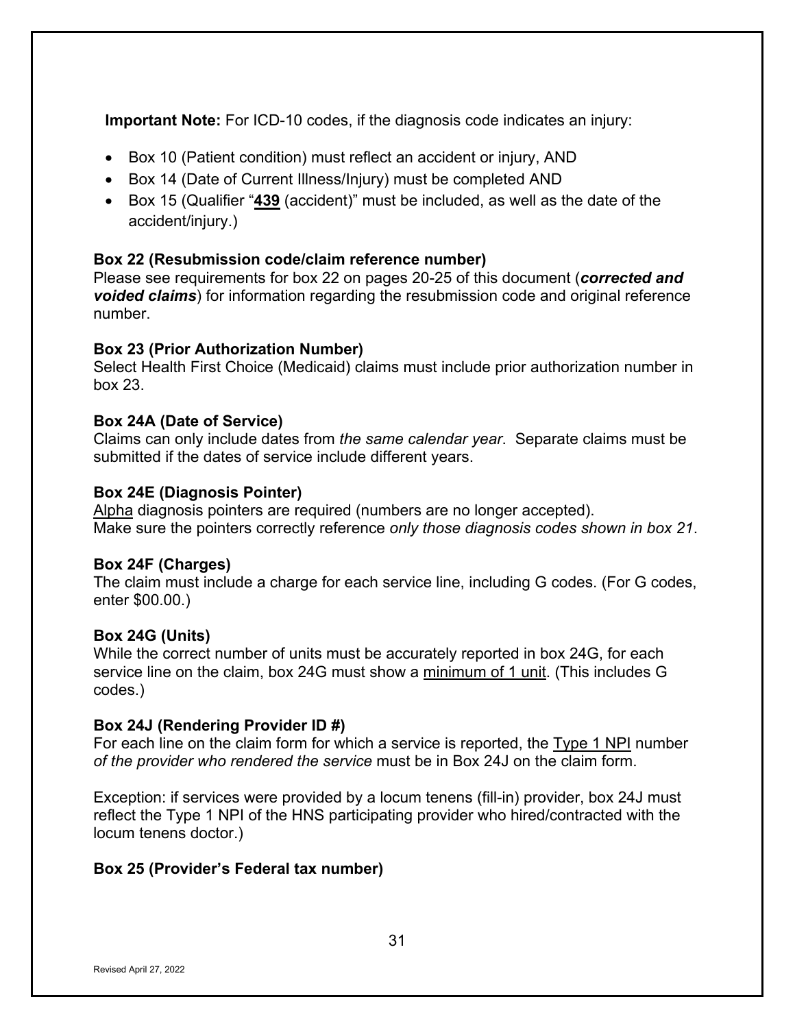**Important Note:** For ICD-10 codes, if the diagnosis code indicates an injury:

- Box 10 (Patient condition) must reflect an accident or injury, AND
- Box 14 (Date of Current Illness/Injury) must be completed AND
- Box 15 (Qualifier "<u>**439**</u> (accident)" must be included, as well as the date of the accident/injury.)

**Box 22 (Resubmission code/claim reference number)**
Please see requirements for box 22 on pages 20-25 of this document (***corrected and voided claims***) for information regarding the resubmission code and original reference number.

**Box 23 (Prior Authorization Number)**
Select Health First Choice (Medicaid) claims must include prior authorization number in box 23.

**Box 24A (Date of Service)**
Claims can only include dates from *the same calendar year*. Separate claims must be submitted if the dates of service include different years.

**Box 24E (Diagnosis Pointer)**
<u>Alpha</u> diagnosis pointers are required (numbers are no longer accepted).
Make sure the pointers correctly reference *only those diagnosis codes shown in box 21*.

**Box 24F (Charges)**
The claim must include a charge for each service line, including G codes. (For G codes, enter $00.00.)

**Box 24G (Units)**
While the correct number of units must be accurately reported in box 24G, for each service line on the claim, box 24G must show a <u>minimum of 1 unit</u>. (This includes G codes.)

**Box 24J (Rendering Provider ID #)**
For each line on the claim form for which a service is reported, the <u>Type 1 NPI</u> number *of the provider who rendered the service* must be in Box 24J on the claim form.

Exception: if services were provided by a locum tenens (fill-in) provider, box 24J must reflect the Type 1 NPI of the HNS participating provider who hired/contracted with the locum tenens doctor.)

**Box 25 (Provider's Federal tax number)**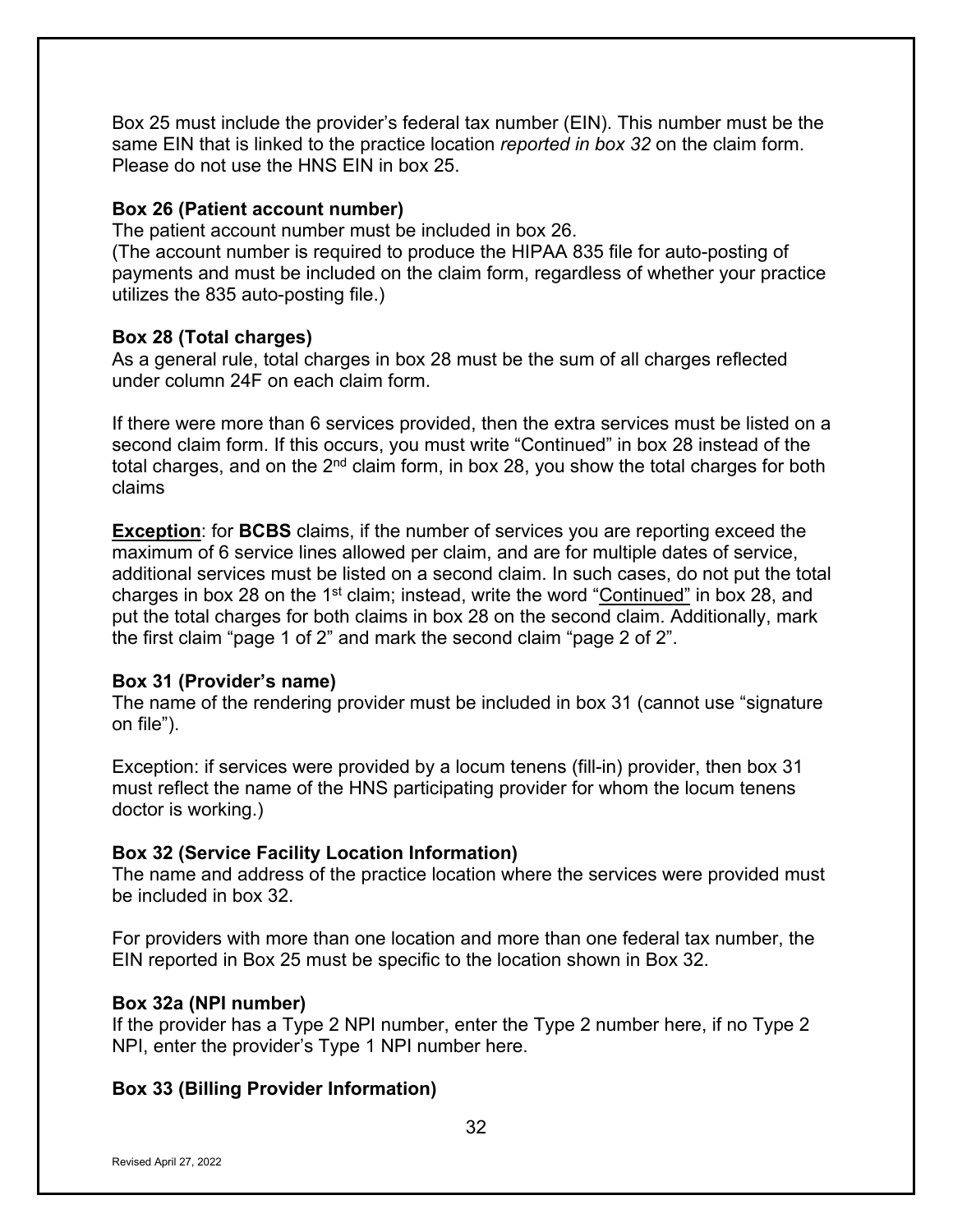Box 25 must include the provider's federal tax number (EIN). This number must be the same EIN that is linked to the practice location *reported in box 32* on the claim form. Please do not use the HNS EIN in box 25.

**Box 26 (Patient account number)**
The patient account number must be included in box 26.
(The account number is required to produce the HIPAA 835 file for auto-posting of payments and must be included on the claim form, regardless of whether your practice utilizes the 835 auto-posting file.)

**Box 28 (Total charges)**
As a general rule, total charges in box 28 must be the sum of all charges reflected under column 24F on each claim form.

If there were more than 6 services provided, then the extra services must be listed on a second claim form. If this occurs, you must write "Continued" in box 28 instead of the total charges, and on the 2nd claim form, in box 28, you show the total charges for both claims

**Exception**: for **BCBS** claims, if the number of services you are reporting exceed the maximum of 6 service lines allowed per claim, and are for multiple dates of service, additional services must be listed on a second claim. In such cases, do not put the total charges in box 28 on the 1st claim; instead, write the word "Continued" in box 28, and put the total charges for both claims in box 28 on the second claim. Additionally, mark the first claim "page 1 of 2" and mark the second claim "page 2 of 2".

**Box 31 (Provider's name)**
The name of the rendering provider must be included in box 31 (cannot use "signature on file").

Exception: if services were provided by a locum tenens (fill-in) provider, then box 31 must reflect the name of the HNS participating provider for whom the locum tenens doctor is working.)

**Box 32 (Service Facility Location Information)**
The name and address of the practice location where the services were provided must be included in box 32.

For providers with more than one location and more than one federal tax number, the EIN reported in Box 25 must be specific to the location shown in Box 32.

**Box 32a (NPI number)**
If the provider has a Type 2 NPI number, enter the Type 2 number here, if no Type 2 NPI, enter the provider's Type 1 NPI number here.

**Box 33 (Billing Provider Information)**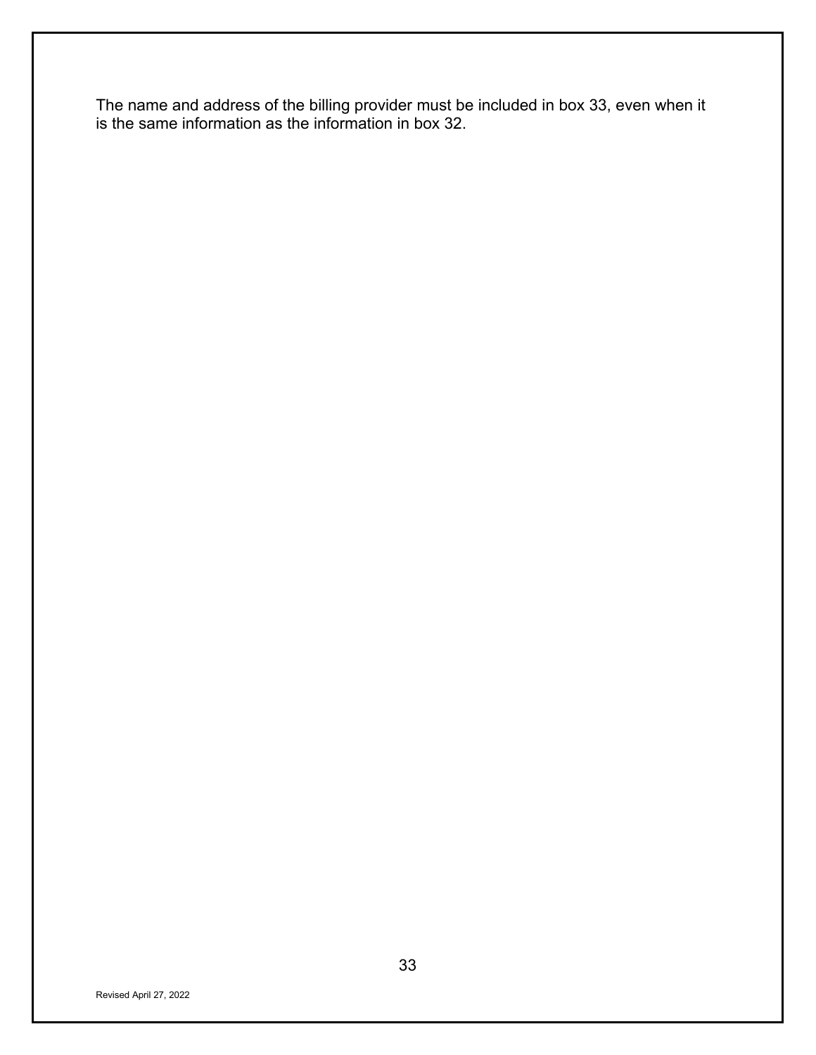The name and address of the billing provider must be included in box 33, even when it is the same information as the information in box 32.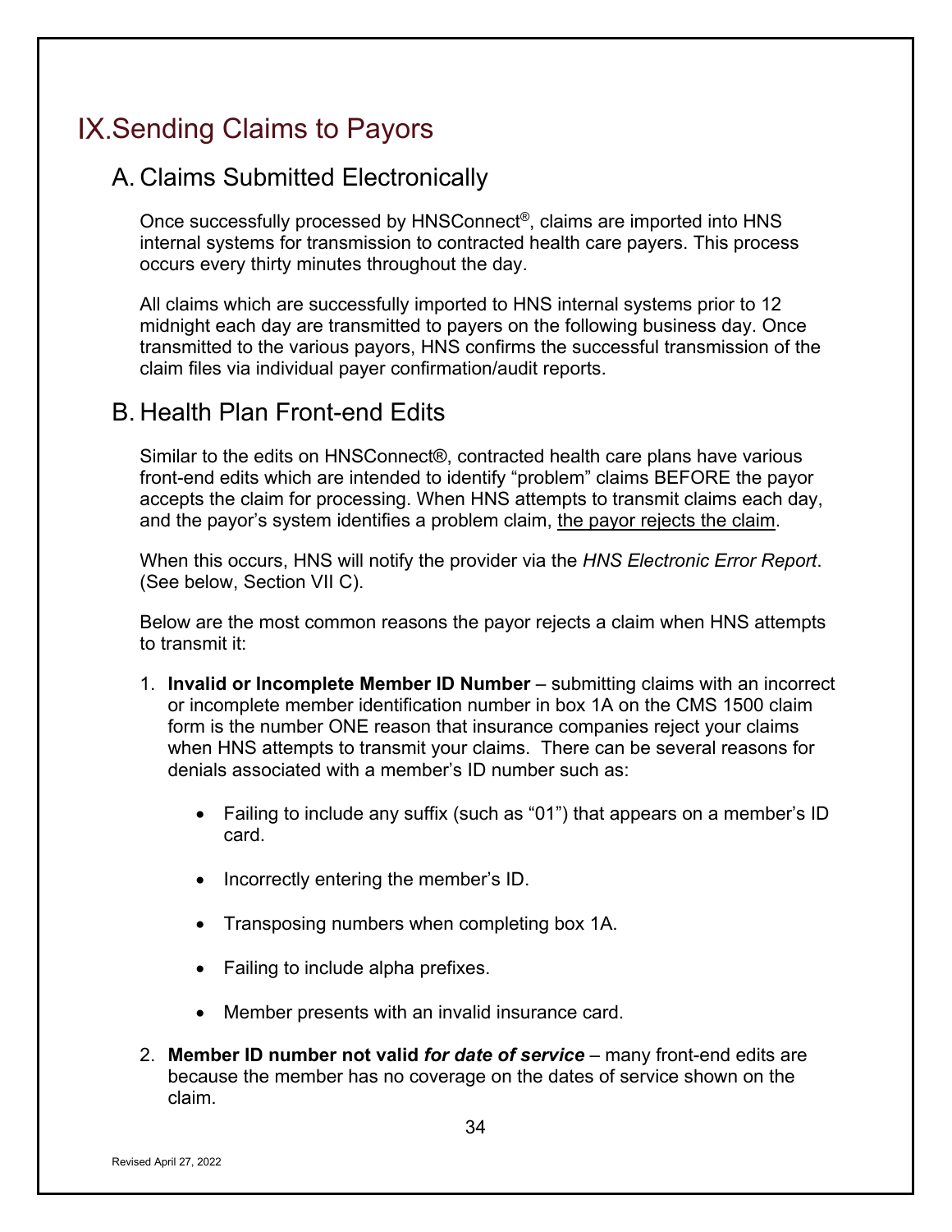# IX. Sending Claims to Payors

## A. Claims Submitted Electronically

Once successfully processed by HNSConnect®, claims are imported into HNS internal systems for transmission to contracted health care payers. This process occurs every thirty minutes throughout the day.

All claims which are successfully imported to HNS internal systems prior to 12 midnight each day are transmitted to payers on the following business day. Once transmitted to the various payors, HNS confirms the successful transmission of the claim files via individual payer confirmation/audit reports.

## B. Health Plan Front-end Edits

Similar to the edits on HNSConnect®, contracted health care plans have various front-end edits which are intended to identify "problem" claims BEFORE the payor accepts the claim for processing. When HNS attempts to transmit claims each day, and the payor's system identifies a problem claim, <u>the payor rejects the claim</u>.

When this occurs, HNS will notify the provider via the *HNS Electronic Error Report*. (See below, Section VII C).

Below are the most common reasons the payor rejects a claim when HNS attempts to transmit it:

1. **Invalid or Incomplete Member ID Number** – submitting claims with an incorrect or incomplete member identification number in box 1A on the CMS 1500 claim form is the number ONE reason that insurance companies reject your claims when HNS attempts to transmit your claims. There can be several reasons for denials associated with a member's ID number such as:

   - Failing to include any suffix (such as "01") that appears on a member's ID card.
   - Incorrectly entering the member's ID.
   - Transposing numbers when completing box 1A.
   - Failing to include alpha prefixes.
   - Member presents with an invalid insurance card.

2. **Member ID number not valid *for date of service*** – many front-end edits are because the member has no coverage on the dates of service shown on the claim.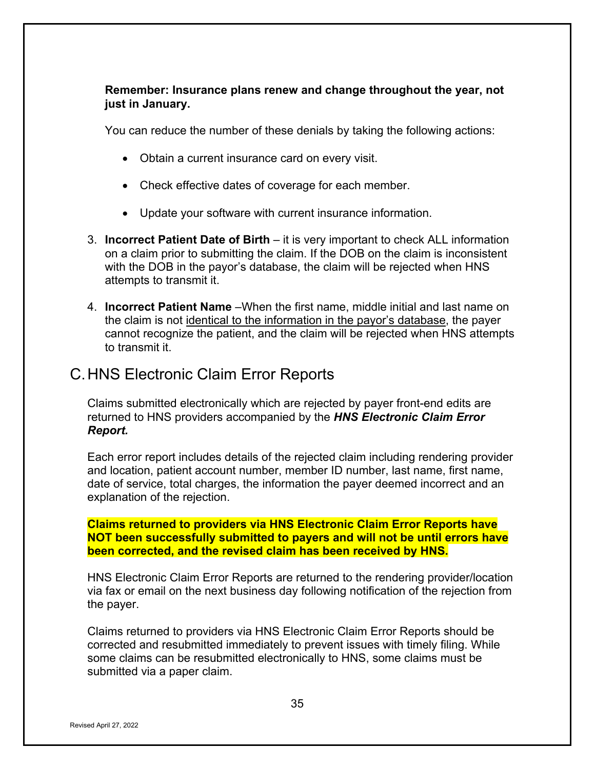**Remember: Insurance plans renew and change throughout the year, not just in January.**

You can reduce the number of these denials by taking the following actions:

- Obtain a current insurance card on every visit.
- Check effective dates of coverage for each member.
- Update your software with current insurance information.

3. **Incorrect Patient Date of Birth** – it is very important to check ALL information on a claim prior to submitting the claim. If the DOB on the claim is inconsistent with the DOB in the payor's database, the claim will be rejected when HNS attempts to transmit it.

4. **Incorrect Patient Name** –When the first name, middle initial and last name on the claim is not identical to the information in the payor's database, the payer cannot recognize the patient, and the claim will be rejected when HNS attempts to transmit it.

## C. HNS Electronic Claim Error Reports

Claims submitted electronically which are rejected by payer front-end edits are returned to HNS providers accompanied by the ***HNS Electronic Claim Error Report.***

Each error report includes details of the rejected claim including rendering provider and location, patient account number, member ID number, last name, first name, date of service, total charges, the information the payer deemed incorrect and an explanation of the rejection.

**Claims returned to providers via HNS Electronic Claim Error Reports have NOT been successfully submitted to payers and will not be until errors have been corrected, and the revised claim has been received by HNS.**

HNS Electronic Claim Error Reports are returned to the rendering provider/location via fax or email on the next business day following notification of the rejection from the payer.

Claims returned to providers via HNS Electronic Claim Error Reports should be corrected and resubmitted immediately to prevent issues with timely filing. While some claims can be resubmitted electronically to HNS, some claims must be submitted via a paper claim.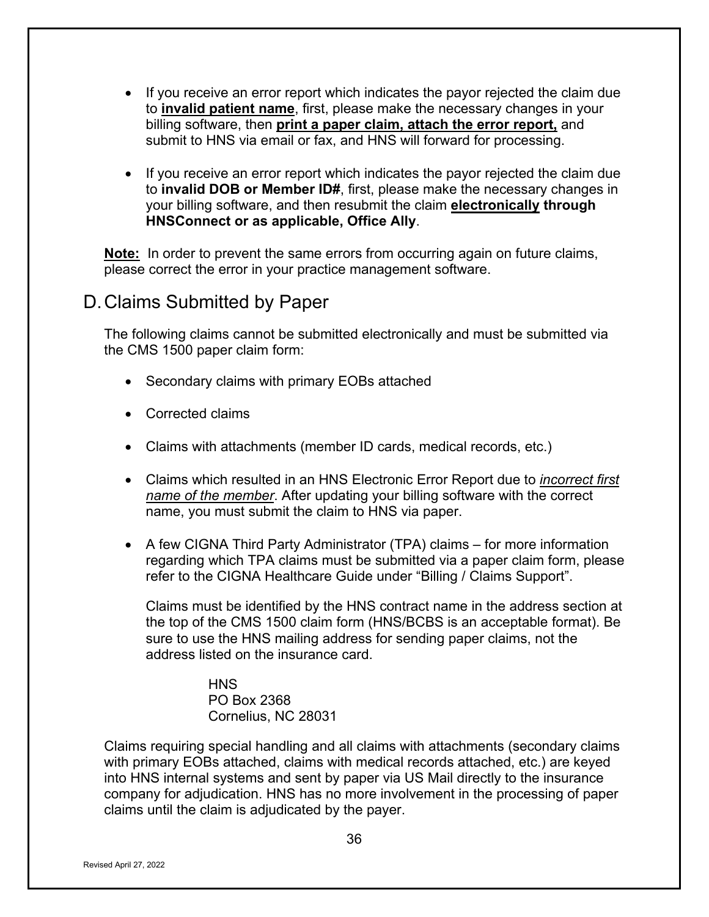- If you receive an error report which indicates the payor rejected the claim due to **invalid patient name**, first, please make the necessary changes in your billing software, then **print a paper claim, attach the error report,** and submit to HNS via email or fax, and HNS will forward for processing.

- If you receive an error report which indicates the payor rejected the claim due to **invalid DOB or Member ID#**, first, please make the necessary changes in your billing software, and then resubmit the claim **electronically through HNSConnect or as applicable, Office Ally**.

**Note:** In order to prevent the same errors from occurring again on future claims, please correct the error in your practice management software.

## D. Claims Submitted by Paper

The following claims cannot be submitted electronically and must be submitted via the CMS 1500 paper claim form:

- Secondary claims with primary EOBs attached

- Corrected claims

- Claims with attachments (member ID cards, medical records, etc.)

- Claims which resulted in an HNS Electronic Error Report due to *incorrect first name of the member*. After updating your billing software with the correct name, you must submit the claim to HNS via paper.

- A few CIGNA Third Party Administrator (TPA) claims – for more information regarding which TPA claims must be submitted via a paper claim form, please refer to the CIGNA Healthcare Guide under "Billing / Claims Support".

  Claims must be identified by the HNS contract name in the address section at the top of the CMS 1500 claim form (HNS/BCBS is an acceptable format). Be sure to use the HNS mailing address for sending paper claims, not the address listed on the insurance card.

  HNS
  PO Box 2368
  Cornelius, NC 28031

Claims requiring special handling and all claims with attachments (secondary claims with primary EOBs attached, claims with medical records attached, etc.) are keyed into HNS internal systems and sent by paper via US Mail directly to the insurance company for adjudication. HNS has no more involvement in the processing of paper claims until the claim is adjudicated by the payer.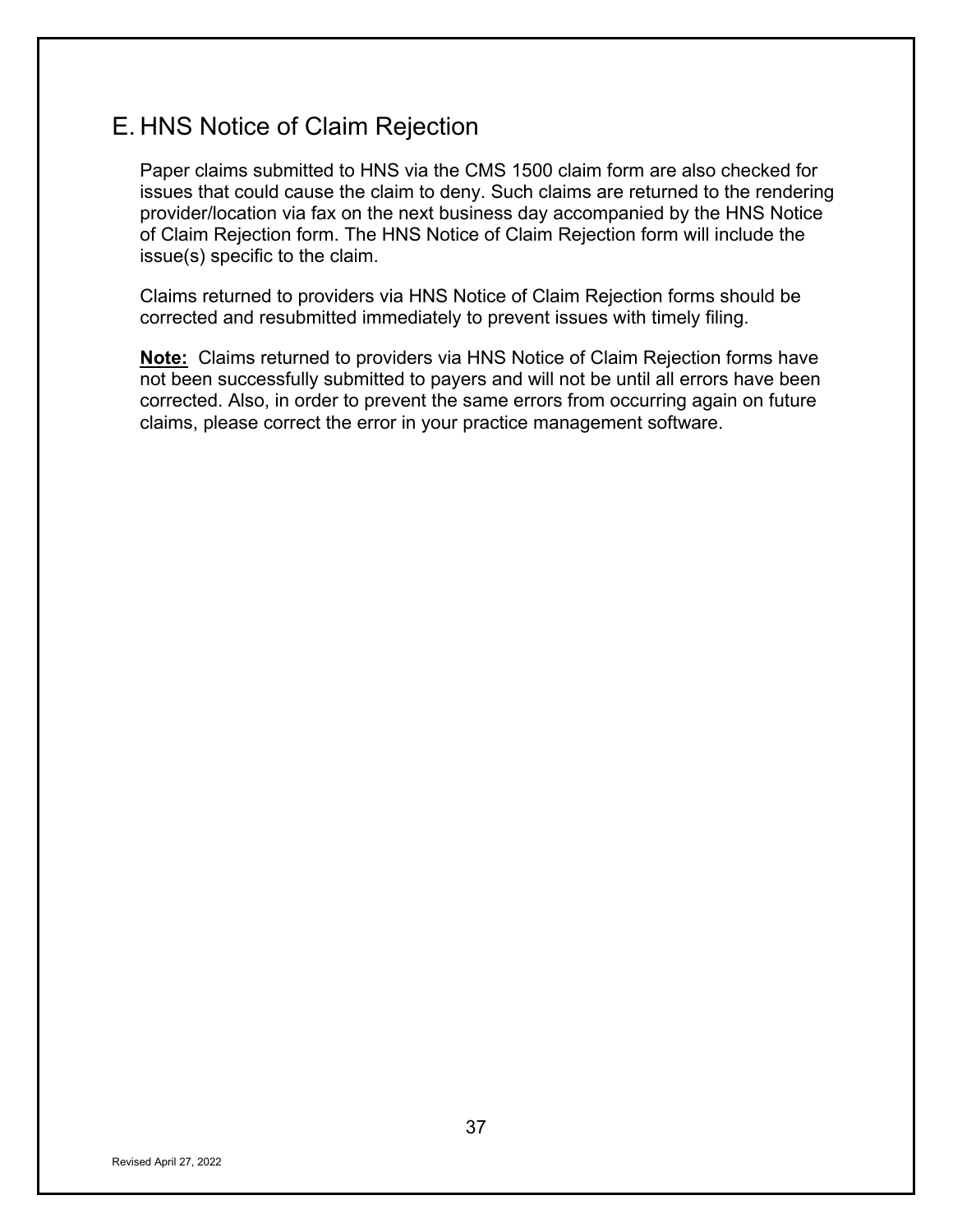## E. HNS Notice of Claim Rejection

Paper claims submitted to HNS via the CMS 1500 claim form are also checked for issues that could cause the claim to deny. Such claims are returned to the rendering provider/location via fax on the next business day accompanied by the HNS Notice of Claim Rejection form. The HNS Notice of Claim Rejection form will include the issue(s) specific to the claim.

Claims returned to providers via HNS Notice of Claim Rejection forms should be corrected and resubmitted immediately to prevent issues with timely filing.

**Note:** Claims returned to providers via HNS Notice of Claim Rejection forms have not been successfully submitted to payers and will not be until all errors have been corrected. Also, in order to prevent the same errors from occurring again on future claims, please correct the error in your practice management software.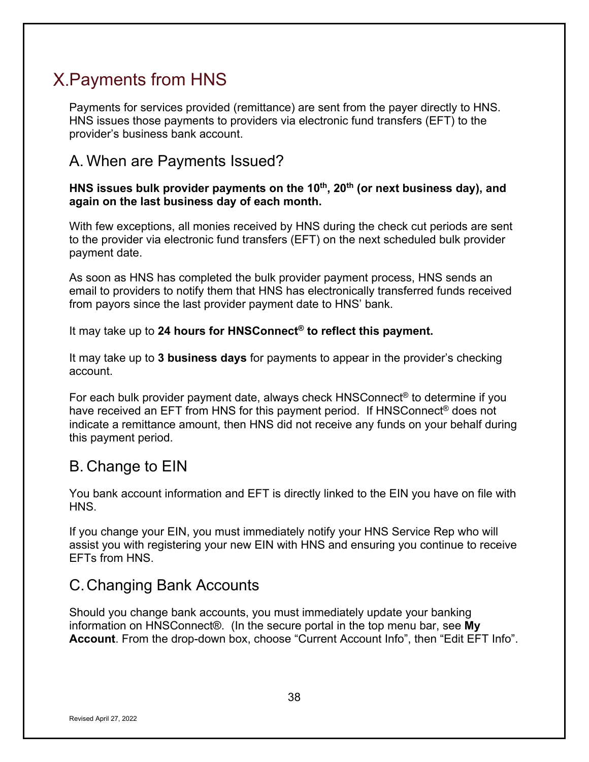# X. Payments from HNS

Payments for services provided (remittance) are sent from the payer directly to HNS. HNS issues those payments to providers via electronic fund transfers (EFT) to the provider's business bank account.

## A. When are Payments Issued?

**HNS issues bulk provider payments on the 10th, 20th (or next business day), and again on the last business day of each month.**

With few exceptions, all monies received by HNS during the check cut periods are sent to the provider via electronic fund transfers (EFT) on the next scheduled bulk provider payment date.

As soon as HNS has completed the bulk provider payment process, HNS sends an email to providers to notify them that HNS has electronically transferred funds received from payors since the last provider payment date to HNS' bank.

It may take up to **24 hours for HNSConnect® to reflect this payment.**

It may take up to **3 business days** for payments to appear in the provider's checking account.

For each bulk provider payment date, always check HNSConnect® to determine if you have received an EFT from HNS for this payment period. If HNSConnect® does not indicate a remittance amount, then HNS did not receive any funds on your behalf during this payment period.

## B. Change to EIN

You bank account information and EFT is directly linked to the EIN you have on file with HNS.

If you change your EIN, you must immediately notify your HNS Service Rep who will assist you with registering your new EIN with HNS and ensuring you continue to receive EFTs from HNS.

## C. Changing Bank Accounts

Should you change bank accounts, you must immediately update your banking information on HNSConnect®. (In the secure portal in the top menu bar, see **My Account**. From the drop-down box, choose "Current Account Info", then "Edit EFT Info".

Revised April 27, 2022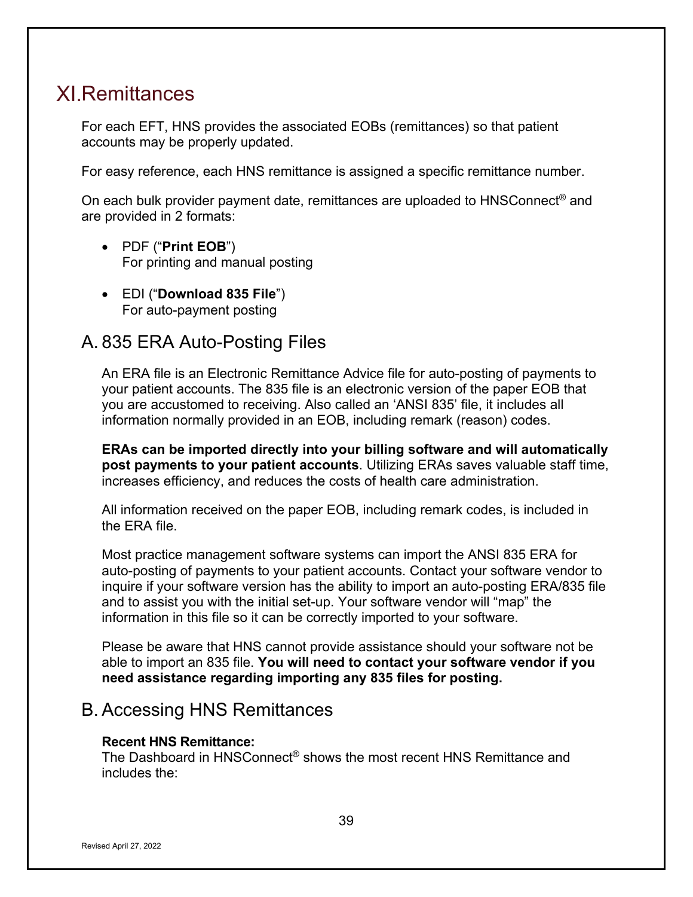# XI. Remittances

For each EFT, HNS provides the associated EOBs (remittances) so that patient accounts may be properly updated.

For easy reference, each HNS remittance is assigned a specific remittance number.

On each bulk provider payment date, remittances are uploaded to HNSConnect® and are provided in 2 formats:

- PDF ("**Print EOB**")
  For printing and manual posting

- EDI ("**Download 835 File**")
  For auto-payment posting

## A. 835 ERA Auto-Posting Files

An ERA file is an Electronic Remittance Advice file for auto-posting of payments to your patient accounts. The 835 file is an electronic version of the paper EOB that you are accustomed to receiving. Also called an 'ANSI 835' file, it includes all information normally provided in an EOB, including remark (reason) codes.

**ERAs can be imported directly into your billing software and will automatically post payments to your patient accounts**. Utilizing ERAs saves valuable staff time, increases efficiency, and reduces the costs of health care administration.

All information received on the paper EOB, including remark codes, is included in the ERA file.

Most practice management software systems can import the ANSI 835 ERA for auto-posting of payments to your patient accounts. Contact your software vendor to inquire if your software version has the ability to import an auto-posting ERA/835 file and to assist you with the initial set-up. Your software vendor will "map" the information in this file so it can be correctly imported to your software.

Please be aware that HNS cannot provide assistance should your software not be able to import an 835 file. **You will need to contact your software vendor if you need assistance regarding importing any 835 files for posting.**

## B. Accessing HNS Remittances

**Recent HNS Remittance:**
The Dashboard in HNSConnect® shows the most recent HNS Remittance and includes the: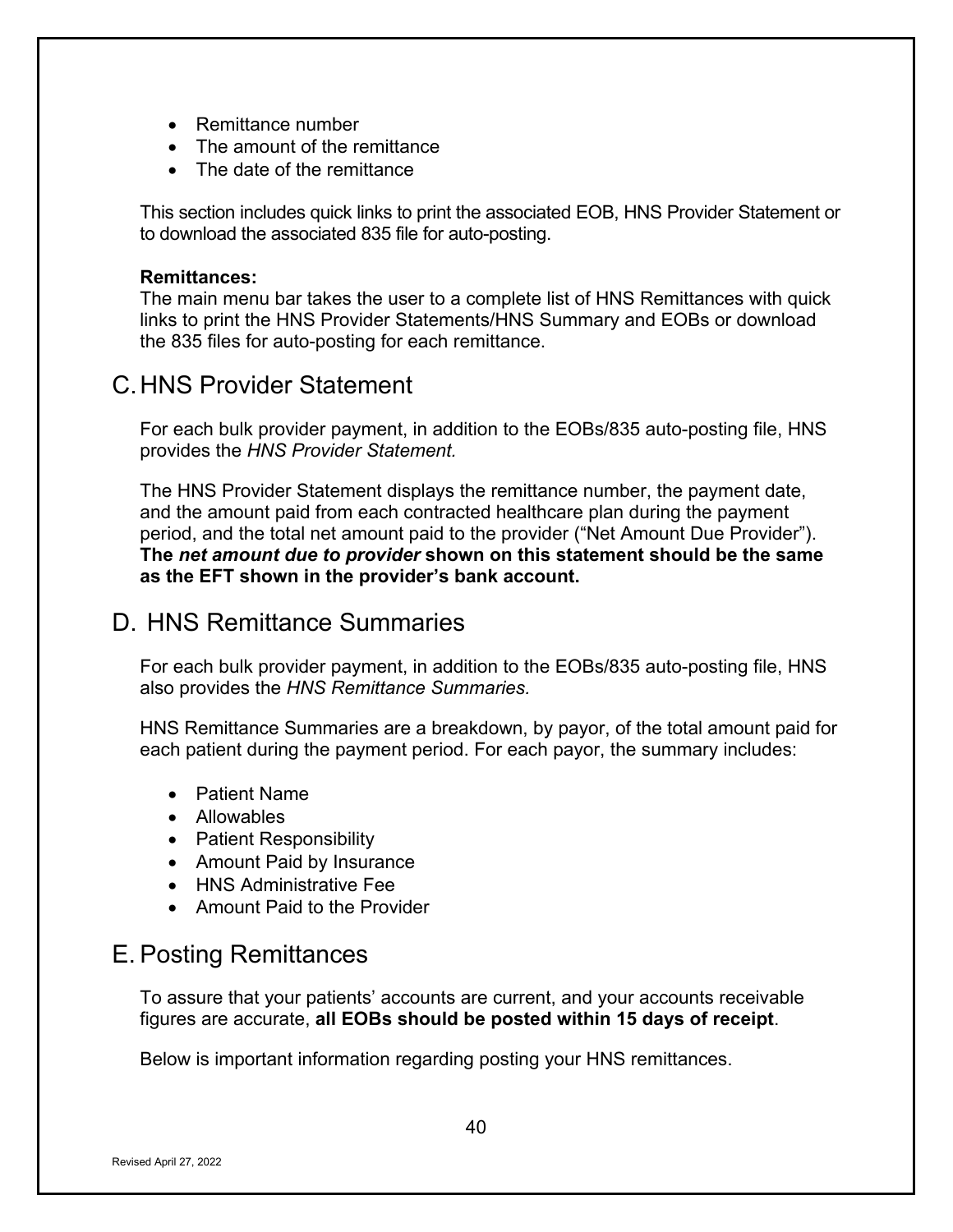- Remittance number
- The amount of the remittance
- The date of the remittance

This section includes quick links to print the associated EOB, HNS Provider Statement or to download the associated 835 file for auto-posting.

**Remittances:**
The main menu bar takes the user to a complete list of HNS Remittances with quick links to print the HNS Provider Statements/HNS Summary and EOBs or download the 835 files for auto-posting for each remittance.

## C. HNS Provider Statement

For each bulk provider payment, in addition to the EOBs/835 auto-posting file, HNS provides the *HNS Provider Statement.*

The HNS Provider Statement displays the remittance number, the payment date, and the amount paid from each contracted healthcare plan during the payment period, and the total net amount paid to the provider ("Net Amount Due Provider"). **The *net amount due to provider* shown on this statement should be the same as the EFT shown in the provider's bank account.**

## D. HNS Remittance Summaries

For each bulk provider payment, in addition to the EOBs/835 auto-posting file, HNS also provides the *HNS Remittance Summaries.*

HNS Remittance Summaries are a breakdown, by payor, of the total amount paid for each patient during the payment period. For each payor, the summary includes:

- Patient Name
- Allowables
- Patient Responsibility
- Amount Paid by Insurance
- HNS Administrative Fee
- Amount Paid to the Provider

## E. Posting Remittances

To assure that your patients' accounts are current, and your accounts receivable figures are accurate, **all EOBs should be posted within 15 days of receipt**.

Below is important information regarding posting your HNS remittances.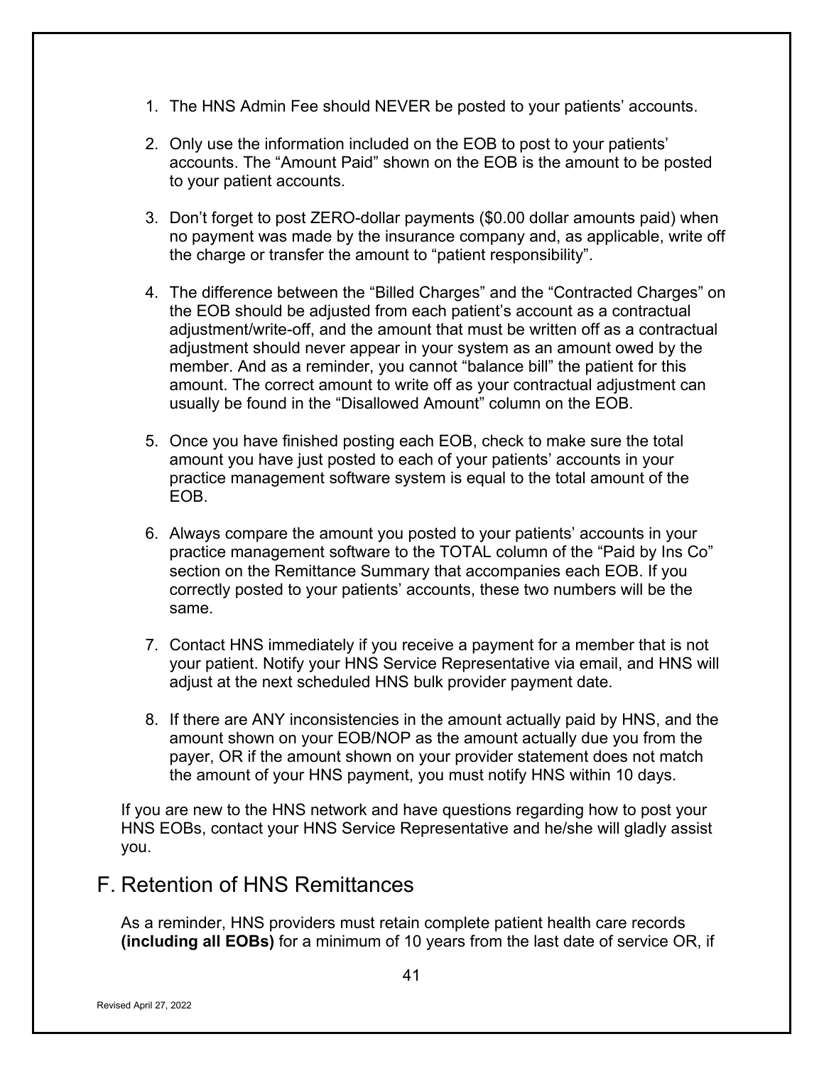1. The HNS Admin Fee should NEVER be posted to your patients' accounts.

2. Only use the information included on the EOB to post to your patients' accounts. The "Amount Paid" shown on the EOB is the amount to be posted to your patient accounts.

3. Don't forget to post ZERO-dollar payments ($0.00 dollar amounts paid) when no payment was made by the insurance company and, as applicable, write off the charge or transfer the amount to "patient responsibility".

4. The difference between the "Billed Charges" and the "Contracted Charges" on the EOB should be adjusted from each patient's account as a contractual adjustment/write-off, and the amount that must be written off as a contractual adjustment should never appear in your system as an amount owed by the member. And as a reminder, you cannot "balance bill" the patient for this amount. The correct amount to write off as your contractual adjustment can usually be found in the "Disallowed Amount" column on the EOB.

5. Once you have finished posting each EOB, check to make sure the total amount you have just posted to each of your patients' accounts in your practice management software system is equal to the total amount of the EOB.

6. Always compare the amount you posted to your patients' accounts in your practice management software to the TOTAL column of the "Paid by Ins Co" section on the Remittance Summary that accompanies each EOB. If you correctly posted to your patients' accounts, these two numbers will be the same.

7. Contact HNS immediately if you receive a payment for a member that is not your patient. Notify your HNS Service Representative via email, and HNS will adjust at the next scheduled HNS bulk provider payment date.

8. If there are ANY inconsistencies in the amount actually paid by HNS, and the amount shown on your EOB/NOP as the amount actually due you from the payer, OR if the amount shown on your provider statement does not match the amount of your HNS payment, you must notify HNS within 10 days.

If you are new to the HNS network and have questions regarding how to post your HNS EOBs, contact your HNS Service Representative and he/she will gladly assist you.

## F. Retention of HNS Remittances

As a reminder, HNS providers must retain complete patient health care records **(including all EOBs)** for a minimum of 10 years from the last date of service OR, if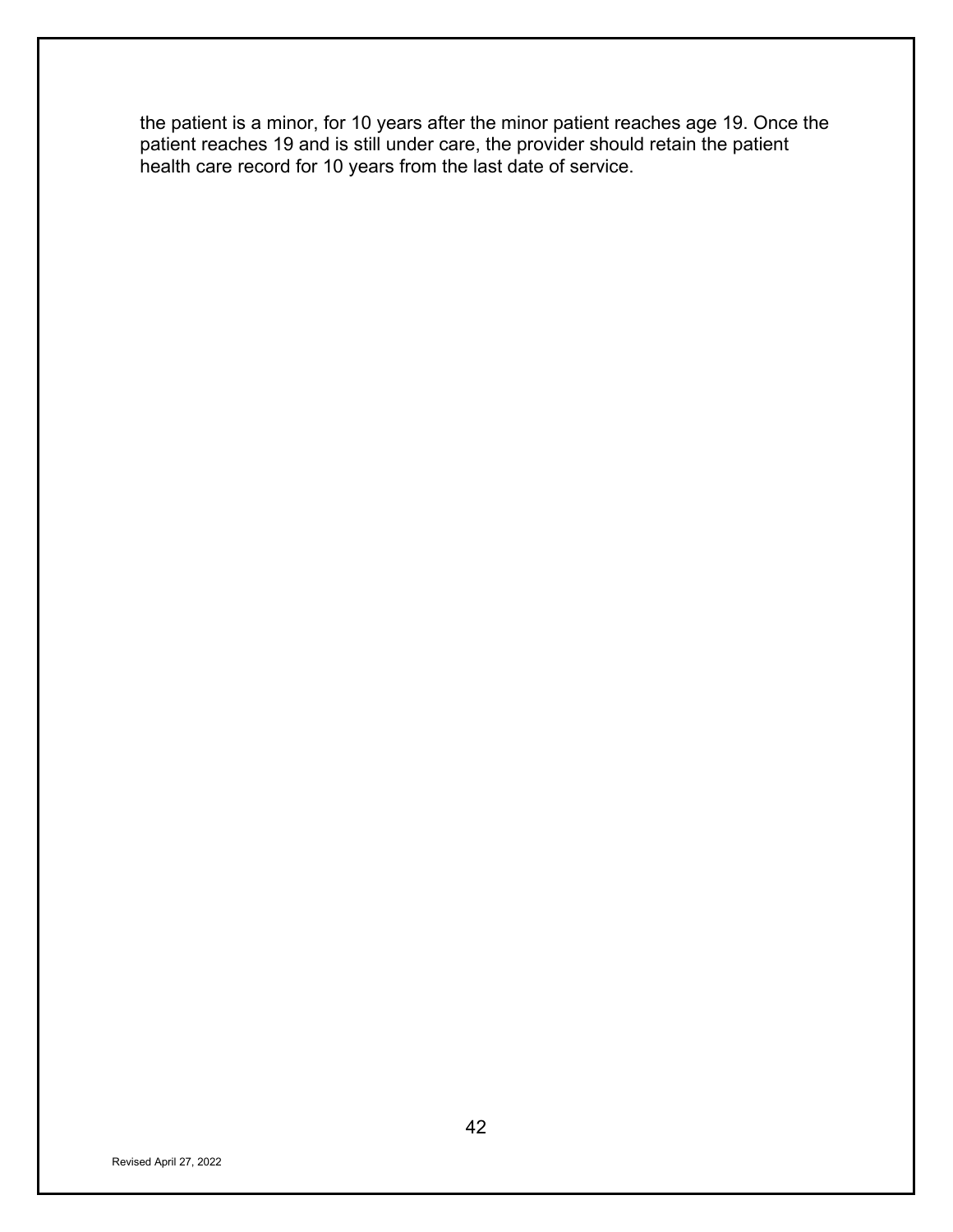the patient is a minor, for 10 years after the minor patient reaches age 19. Once the patient reaches 19 and is still under care, the provider should retain the patient health care record for 10 years from the last date of service.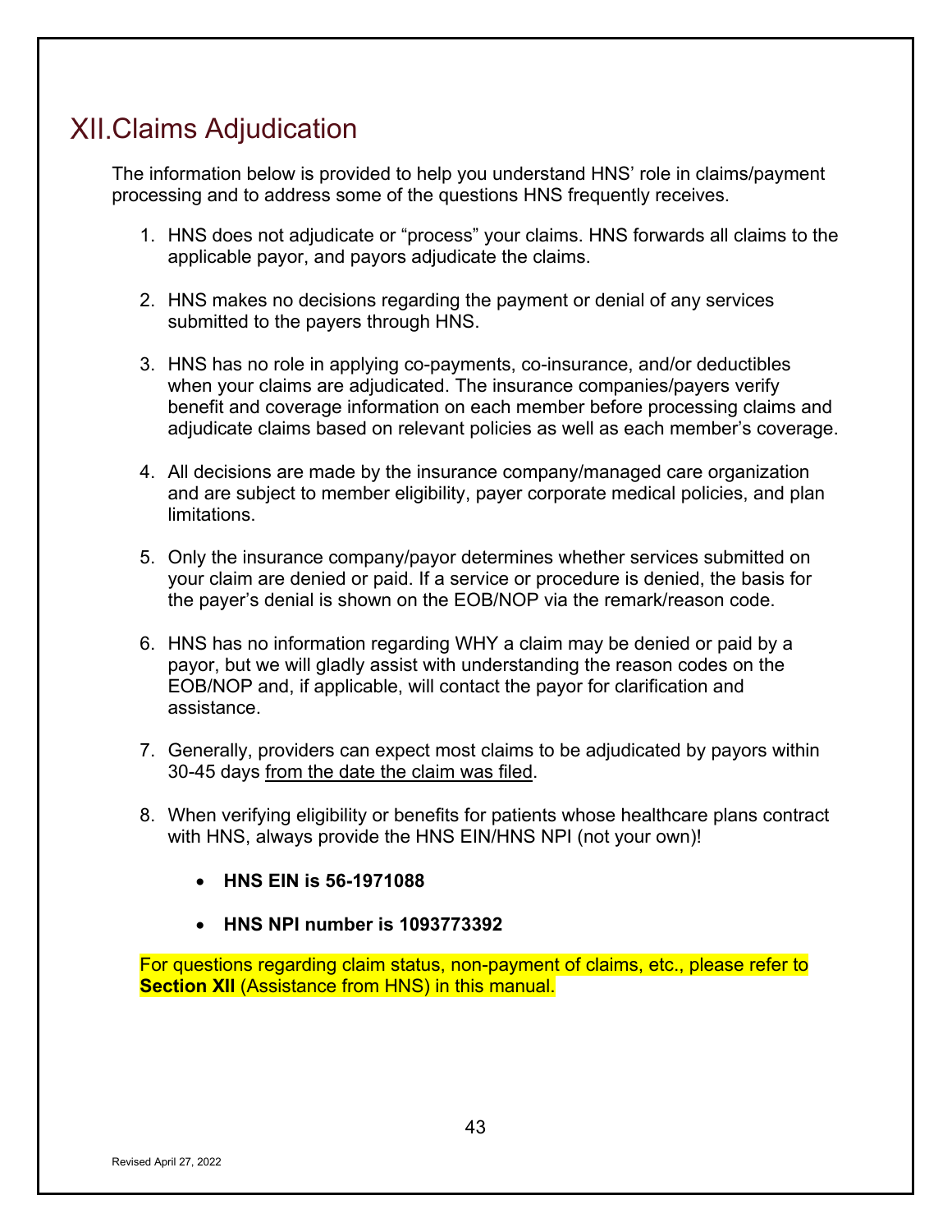# XII. Claims Adjudication

The information below is provided to help you understand HNS' role in claims/payment processing and to address some of the questions HNS frequently receives.

1. HNS does not adjudicate or "process" your claims. HNS forwards all claims to the applicable payor, and payors adjudicate the claims.

2. HNS makes no decisions regarding the payment or denial of any services submitted to the payers through HNS.

3. HNS has no role in applying co-payments, co-insurance, and/or deductibles when your claims are adjudicated. The insurance companies/payers verify benefit and coverage information on each member before processing claims and adjudicate claims based on relevant policies as well as each member's coverage.

4. All decisions are made by the insurance company/managed care organization and are subject to member eligibility, payer corporate medical policies, and plan limitations.

5. Only the insurance company/payor determines whether services submitted on your claim are denied or paid. If a service or procedure is denied, the basis for the payer's denial is shown on the EOB/NOP via the remark/reason code.

6. HNS has no information regarding WHY a claim may be denied or paid by a payor, but we will gladly assist with understanding the reason codes on the EOB/NOP and, if applicable, will contact the payor for clarification and assistance.

7. Generally, providers can expect most claims to be adjudicated by payors within 30-45 days <u>from the date the claim was filed</u>.

8. When verifying eligibility or benefits for patients whose healthcare plans contract with HNS, always provide the HNS EIN/HNS NPI (not your own)!

   - **HNS EIN is 56-1971088**
   - **HNS NPI number is 1093773392**

For questions regarding claim status, non-payment of claims, etc., please refer to **Section XII** (Assistance from HNS) in this manual.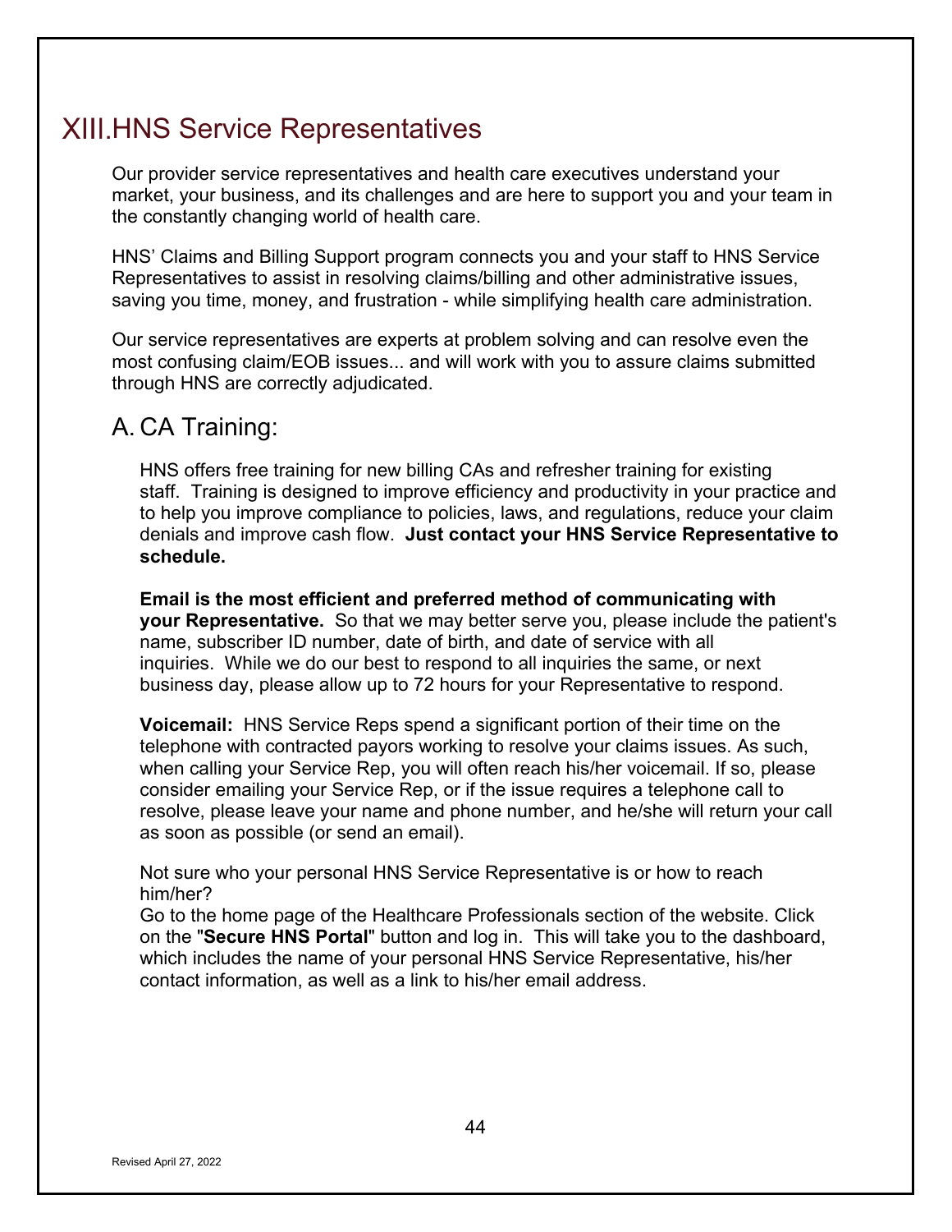# XIII. HNS Service Representatives

Our provider service representatives and health care executives understand your market, your business, and its challenges and are here to support you and your team in the constantly changing world of health care.

HNS' Claims and Billing Support program connects you and your staff to HNS Service Representatives to assist in resolving claims/billing and other administrative issues, saving you time, money, and frustration - while simplifying health care administration.

Our service representatives are experts at problem solving and can resolve even the most confusing claim/EOB issues... and will work with you to assure claims submitted through HNS are correctly adjudicated.

## A. CA Training:

HNS offers free training for new billing CAs and refresher training for existing staff. Training is designed to improve efficiency and productivity in your practice and to help you improve compliance to policies, laws, and regulations, reduce your claim denials and improve cash flow. **Just contact your HNS Service Representative to schedule.**

**Email is the most efficient and preferred method of communicating with your Representative.** So that we may better serve you, please include the patient's name, subscriber ID number, date of birth, and date of service with all inquiries. While we do our best to respond to all inquiries the same, or next business day, please allow up to 72 hours for your Representative to respond.

**Voicemail:** HNS Service Reps spend a significant portion of their time on the telephone with contracted payors working to resolve your claims issues. As such, when calling your Service Rep, you will often reach his/her voicemail. If so, please consider emailing your Service Rep, or if the issue requires a telephone call to resolve, please leave your name and phone number, and he/she will return your call as soon as possible (or send an email).

Not sure who your personal HNS Service Representative is or how to reach him/her?
Go to the home page of the Healthcare Professionals section of the website. Click on the "**Secure HNS Portal**" button and log in. This will take you to the dashboard, which includes the name of your personal HNS Service Representative, his/her contact information, as well as a link to his/her email address.

Revised April 27, 2022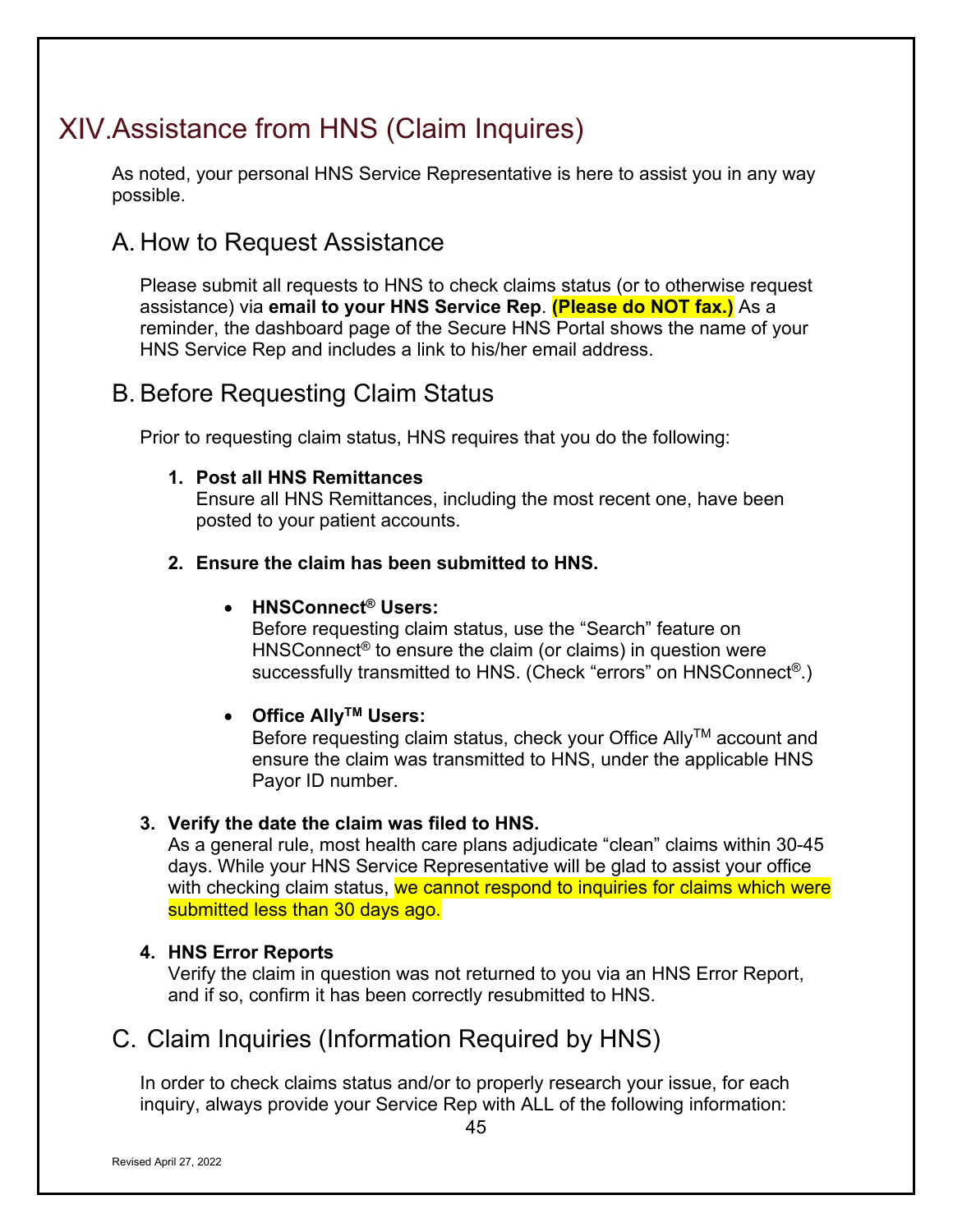# XIV. Assistance from HNS (Claim Inquires)

As noted, your personal HNS Service Representative is here to assist you in any way possible.

## A. How to Request Assistance

Please submit all requests to HNS to check claims status (or to otherwise request assistance) via **email to your HNS Service Rep**. **(Please do NOT fax.)** As a reminder, the dashboard page of the Secure HNS Portal shows the name of your HNS Service Rep and includes a link to his/her email address.

## B. Before Requesting Claim Status

Prior to requesting claim status, HNS requires that you do the following:

1. **Post all HNS Remittances**
   Ensure all HNS Remittances, including the most recent one, have been posted to your patient accounts.

2. **Ensure the claim has been submitted to HNS.**

   - **HNSConnect® Users:**
     Before requesting claim status, use the "Search" feature on HNSConnect® to ensure the claim (or claims) in question were successfully transmitted to HNS. (Check "errors" on HNSConnect®.)

   - **Office Ally™ Users:**
     Before requesting claim status, check your Office Ally™ account and ensure the claim was transmitted to HNS, under the applicable HNS Payor ID number.

3. **Verify the date the claim was filed to HNS.**
   As a general rule, most health care plans adjudicate "clean" claims within 30-45 days. While your HNS Service Representative will be glad to assist your office with checking claim status, we cannot respond to inquiries for claims which were submitted less than 30 days ago.

4. **HNS Error Reports**
   Verify the claim in question was not returned to you via an HNS Error Report, and if so, confirm it has been correctly resubmitted to HNS.

## C. Claim Inquiries (Information Required by HNS)

In order to check claims status and/or to properly research your issue, for each inquiry, always provide your Service Rep with ALL of the following information: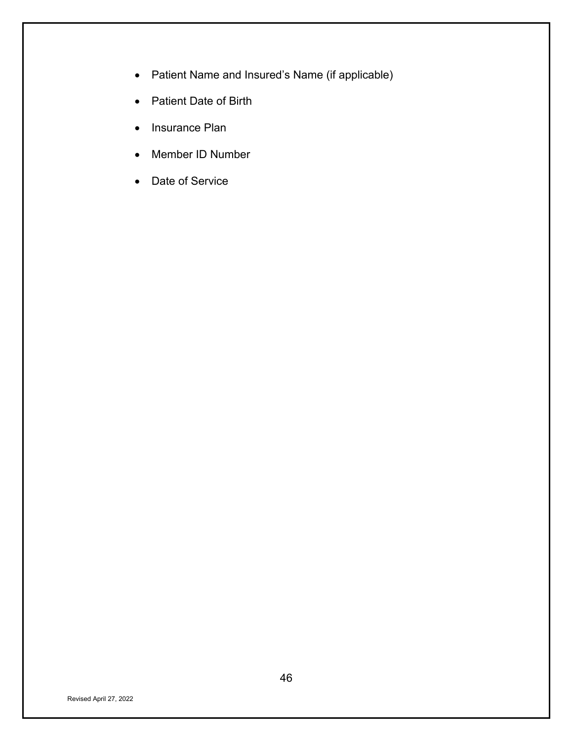- Patient Name and Insured's Name (if applicable)
- Patient Date of Birth
- Insurance Plan
- Member ID Number
- Date of Service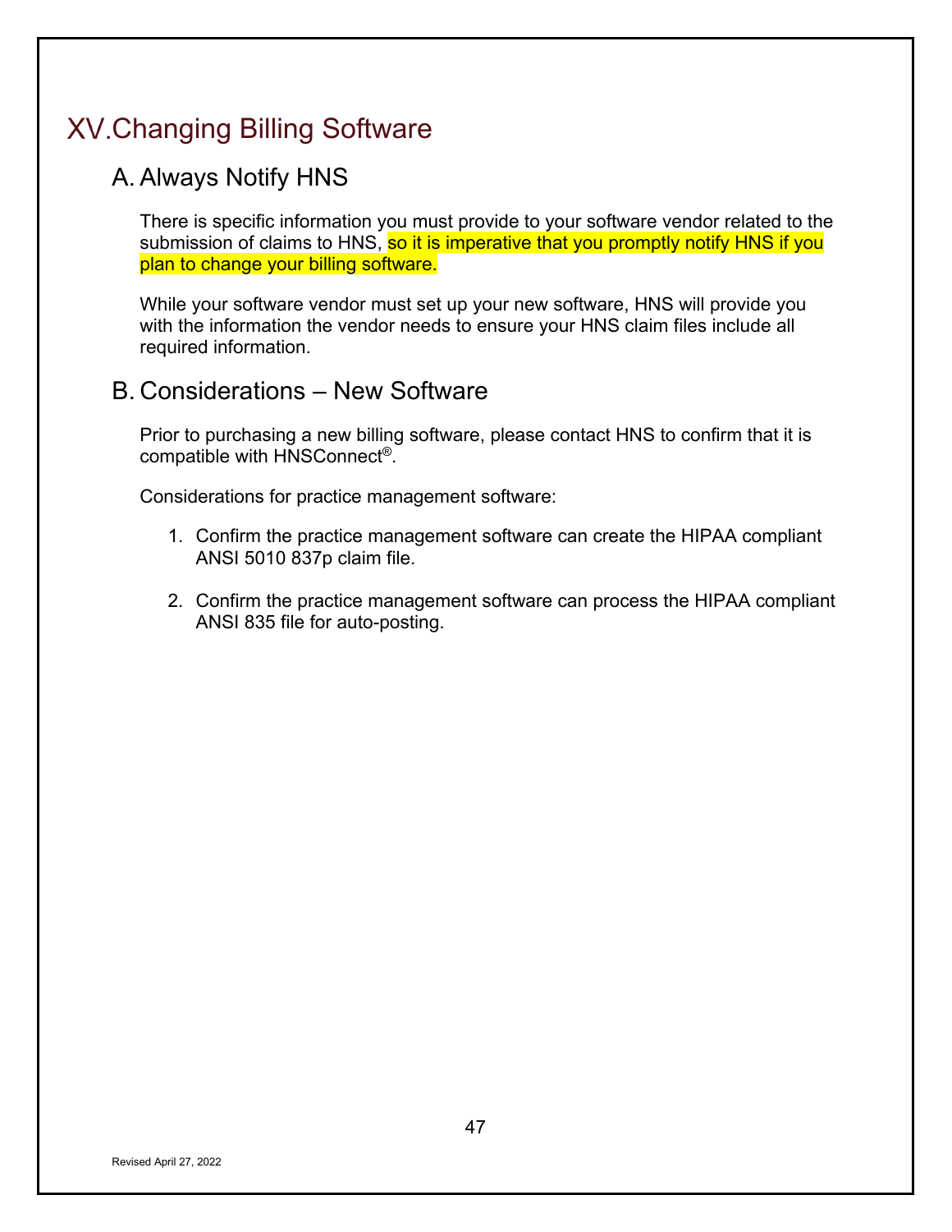# XV. Changing Billing Software

## A. Always Notify HNS

There is specific information you must provide to your software vendor related to the submission of claims to HNS, so it is imperative that you promptly notify HNS if you plan to change your billing software.

While your software vendor must set up your new software, HNS will provide you with the information the vendor needs to ensure your HNS claim files include all required information.

## B. Considerations – New Software

Prior to purchasing a new billing software, please contact HNS to confirm that it is compatible with HNSConnect®.

Considerations for practice management software:

1. Confirm the practice management software can create the HIPAA compliant ANSI 5010 837p claim file.

2. Confirm the practice management software can process the HIPAA compliant ANSI 835 file for auto-posting.

Revised April 27, 2022